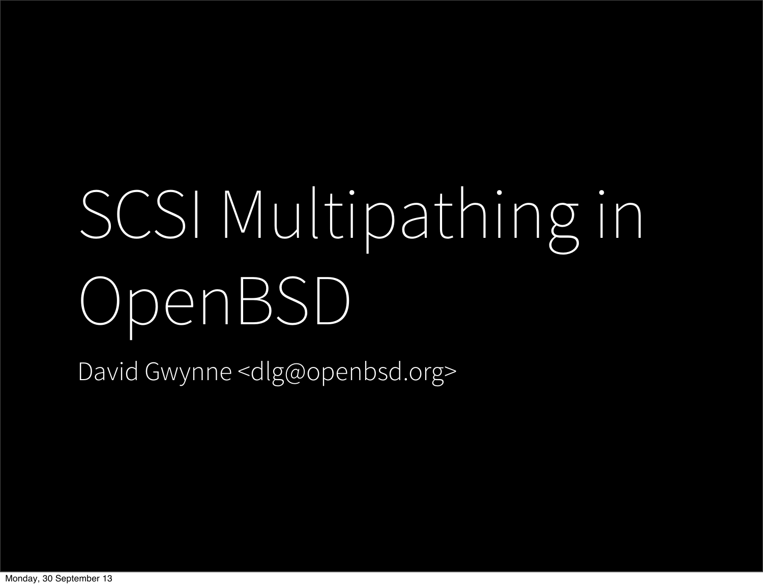# SCSI Multipathing in OpenBSD

David Gwynne <dlg@openbsd.org>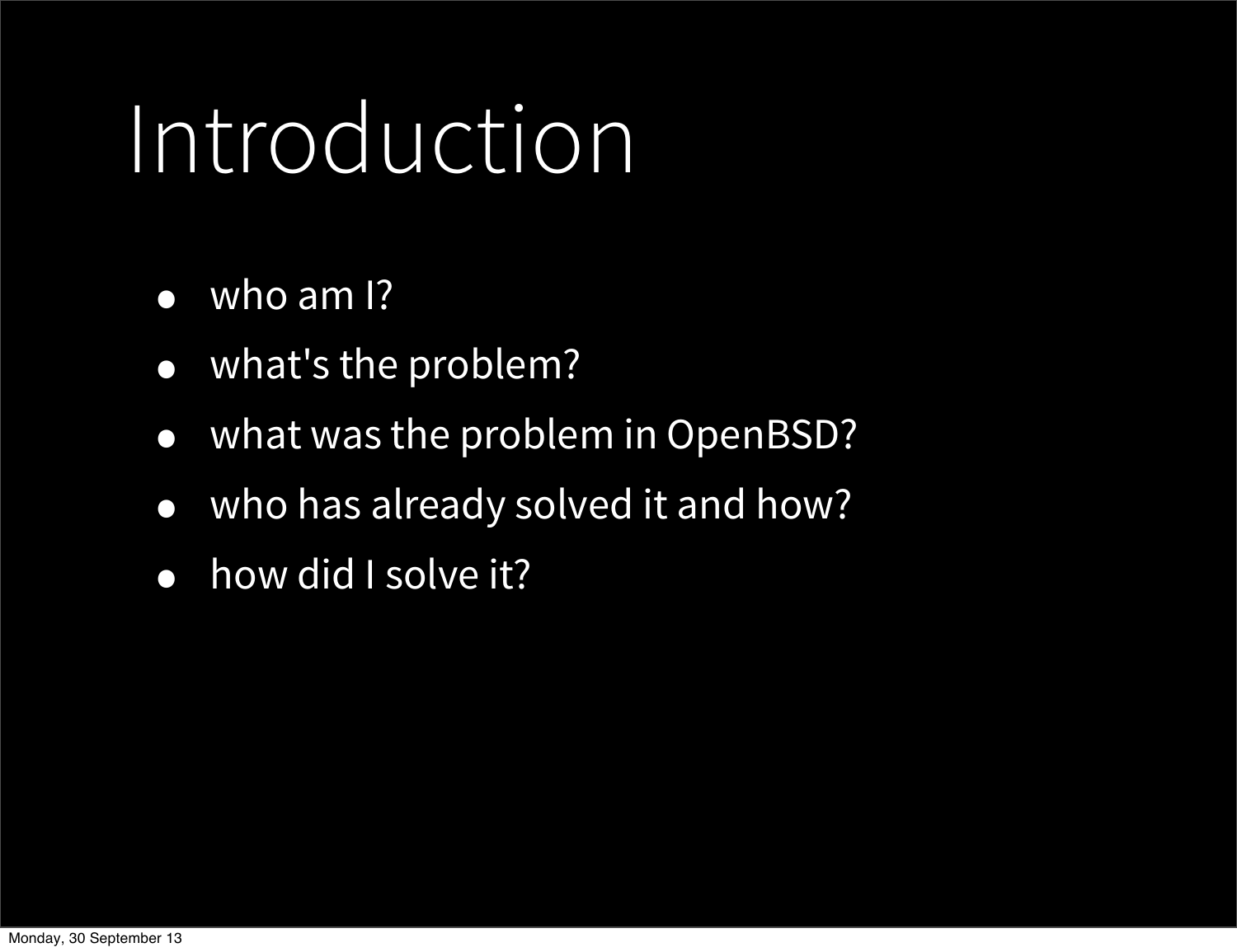# Introduction

- who am I?
- what's the problem?
- what was the problem in OpenBSD?
- who has already solved it and how?
- how did I solve it?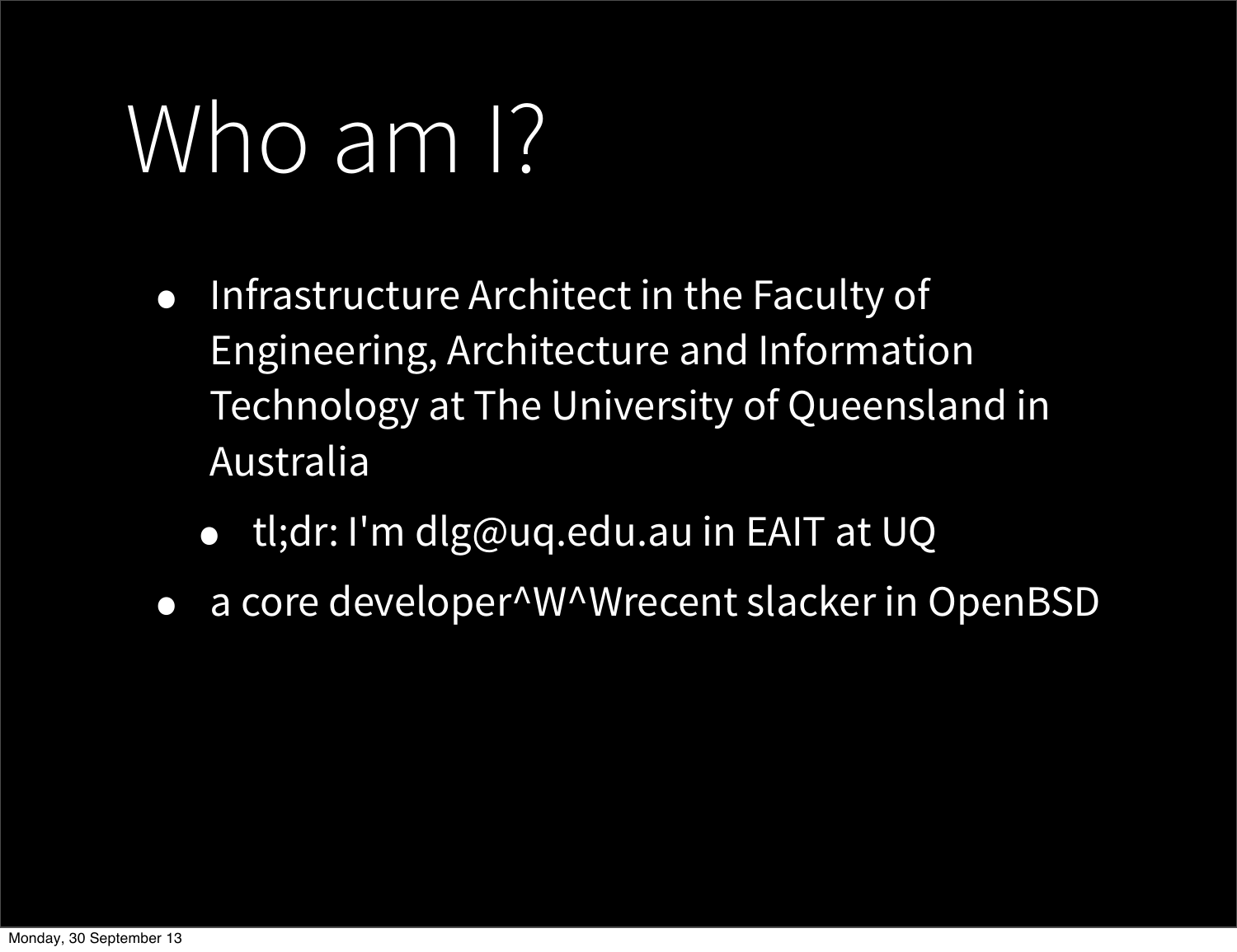# Who am I?

- Infrastructure Architect in the Faculty of Engineering, Architecture and Information Technology at The University of Queensland in Australia
  - tl;dr: I'm dlg@uq.edu.au in EAIT at UQ
- a core developer^W^Wrecent slacker in OpenBSD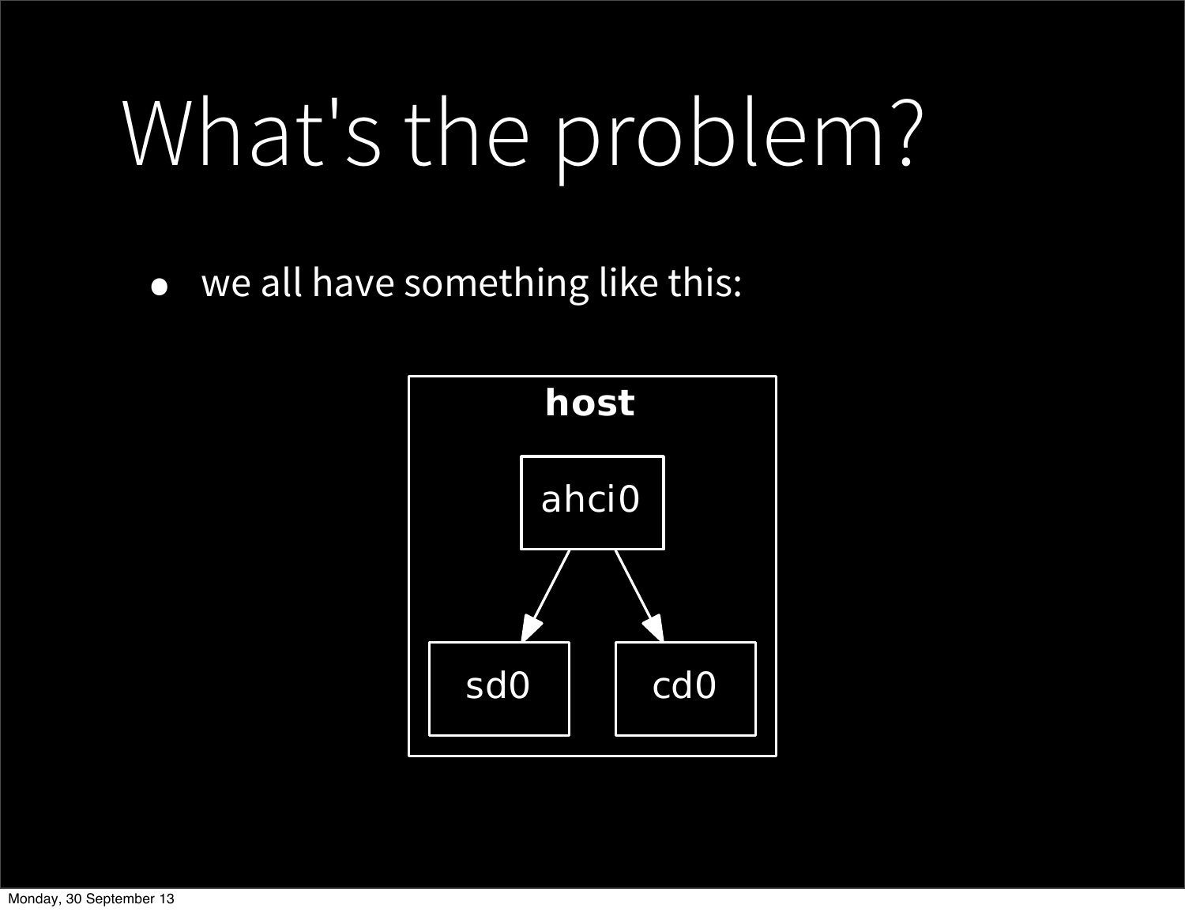# What's the problem?

- we all have something like this:

host

ahci0

sd0

cd0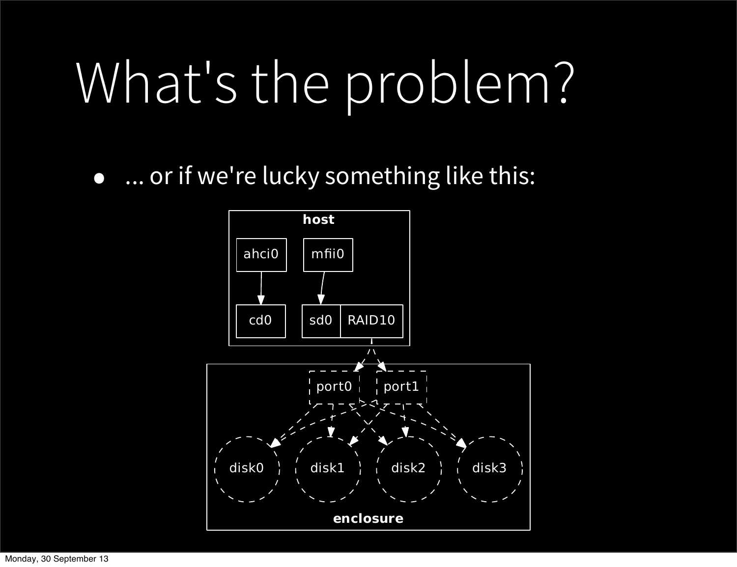# What's the problem?

- ... or if we're lucky something like this: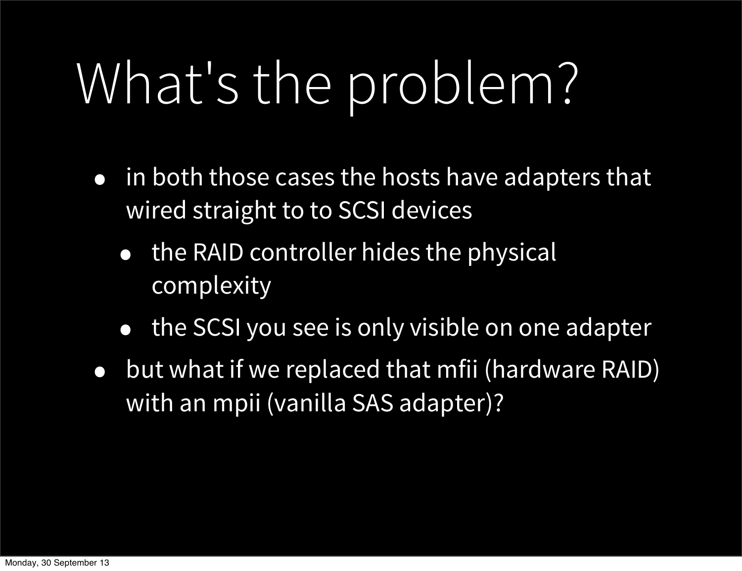# What's the problem?

- in both those cases the hosts have adapters that wired straight to to SCSI devices
  - the RAID controller hides the physical complexity
  - the SCSI you see is only visible on one adapter
- but what if we replaced that mfii (hardware RAID) with an mpii (vanilla SAS adapter)?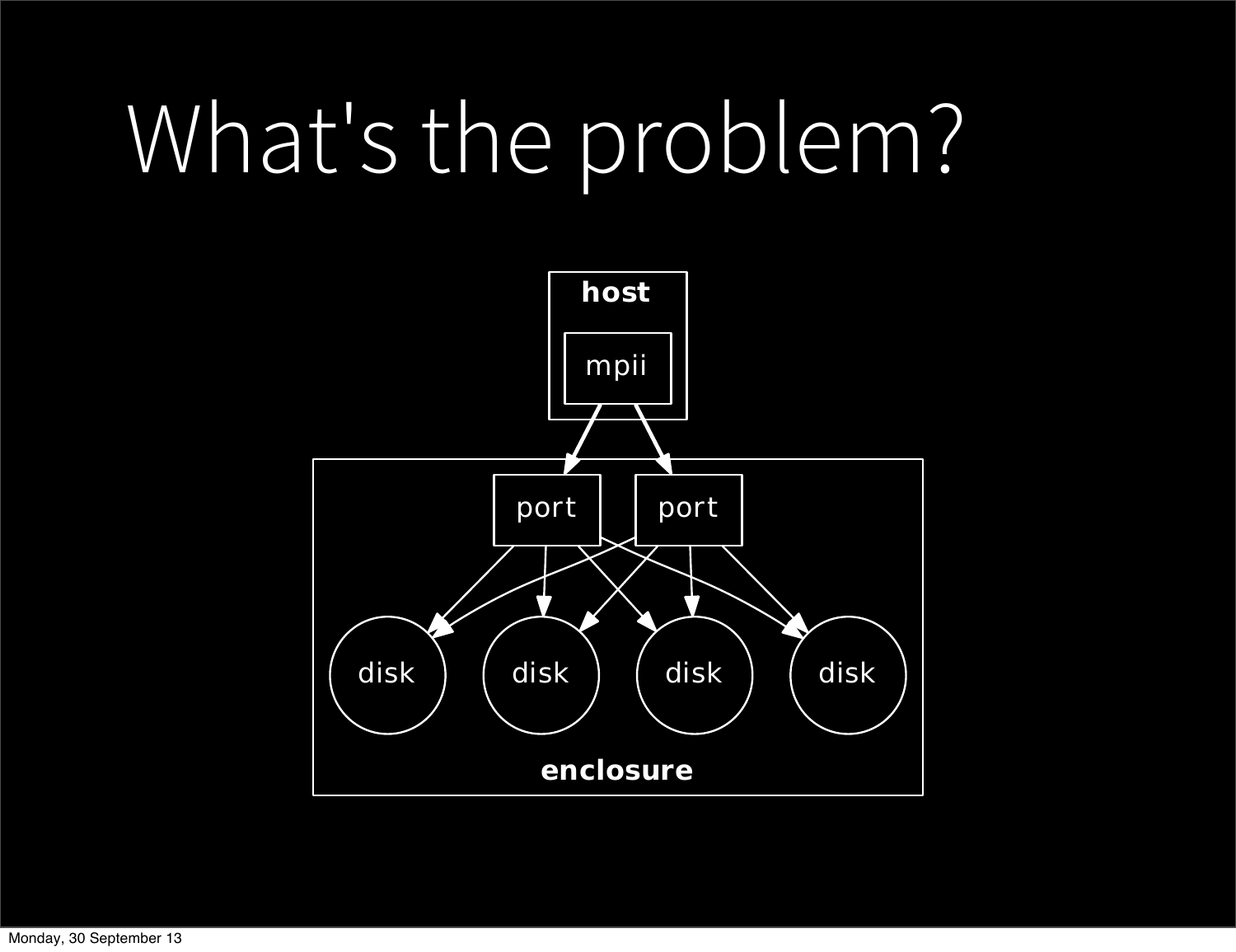# What's the problem?

host

mpii

port

port

disk

disk

disk

disk

enclosure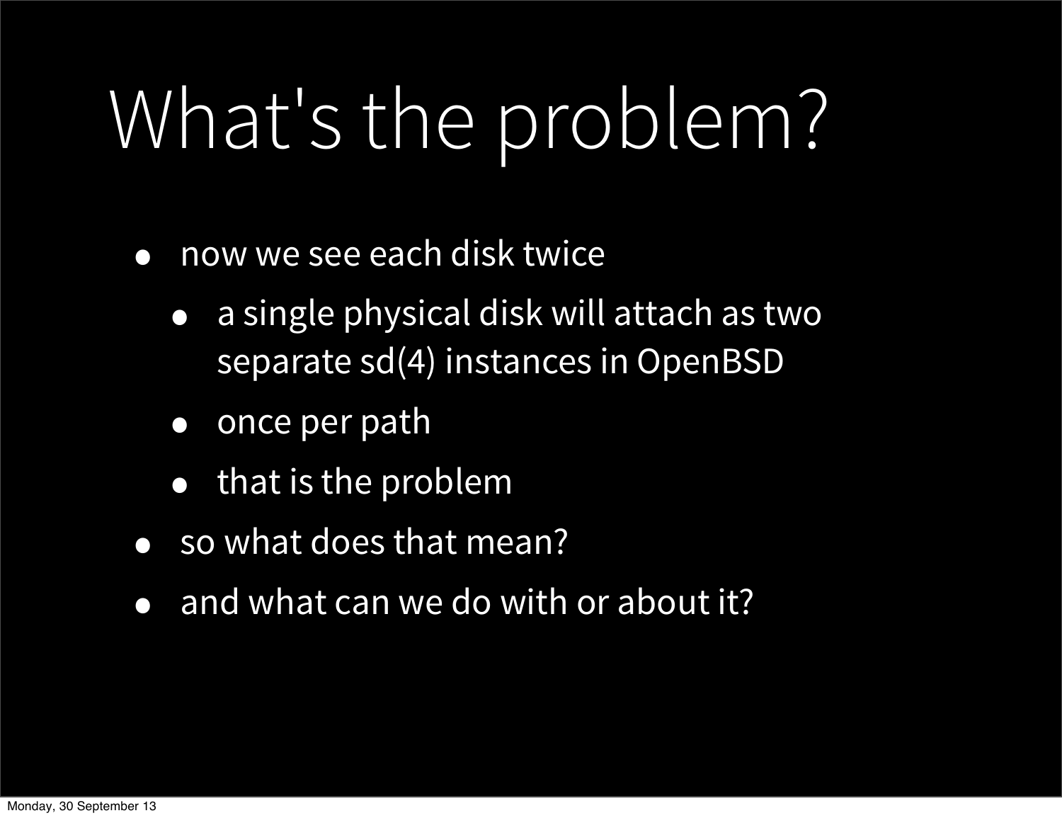# What's the problem?

- now we see each disk twice
  - a single physical disk will attach as two separate sd(4) instances in OpenBSD
  - once per path
  - that is the problem
- so what does that mean?
- and what can we do with or about it?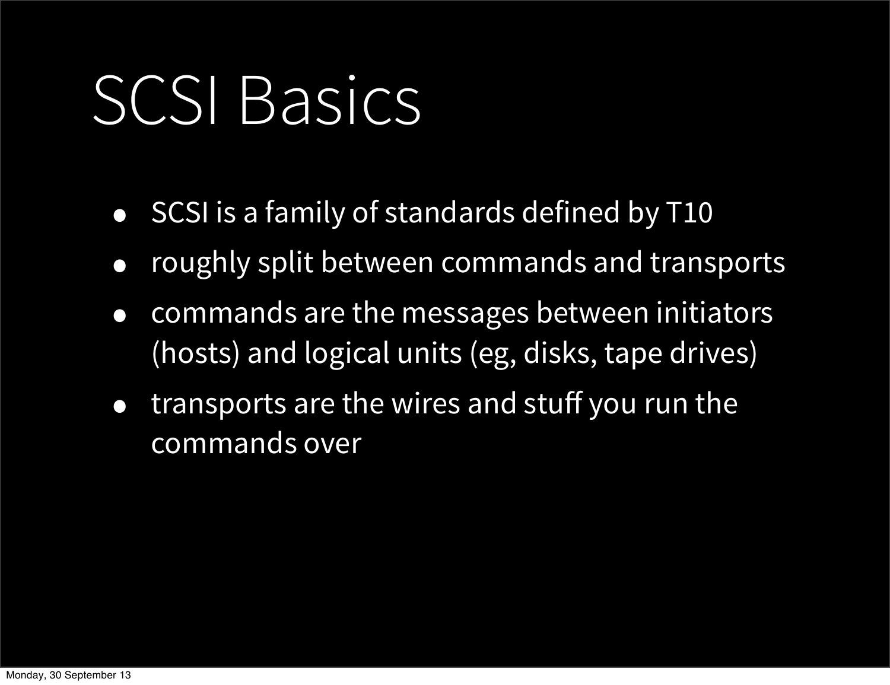# SCSI Basics

- SCSI is a family of standards defined by T10
- roughly split between commands and transports
- commands are the messages between initiators (hosts) and logical units (eg, disks, tape drives)
- transports are the wires and stuff you run the commands over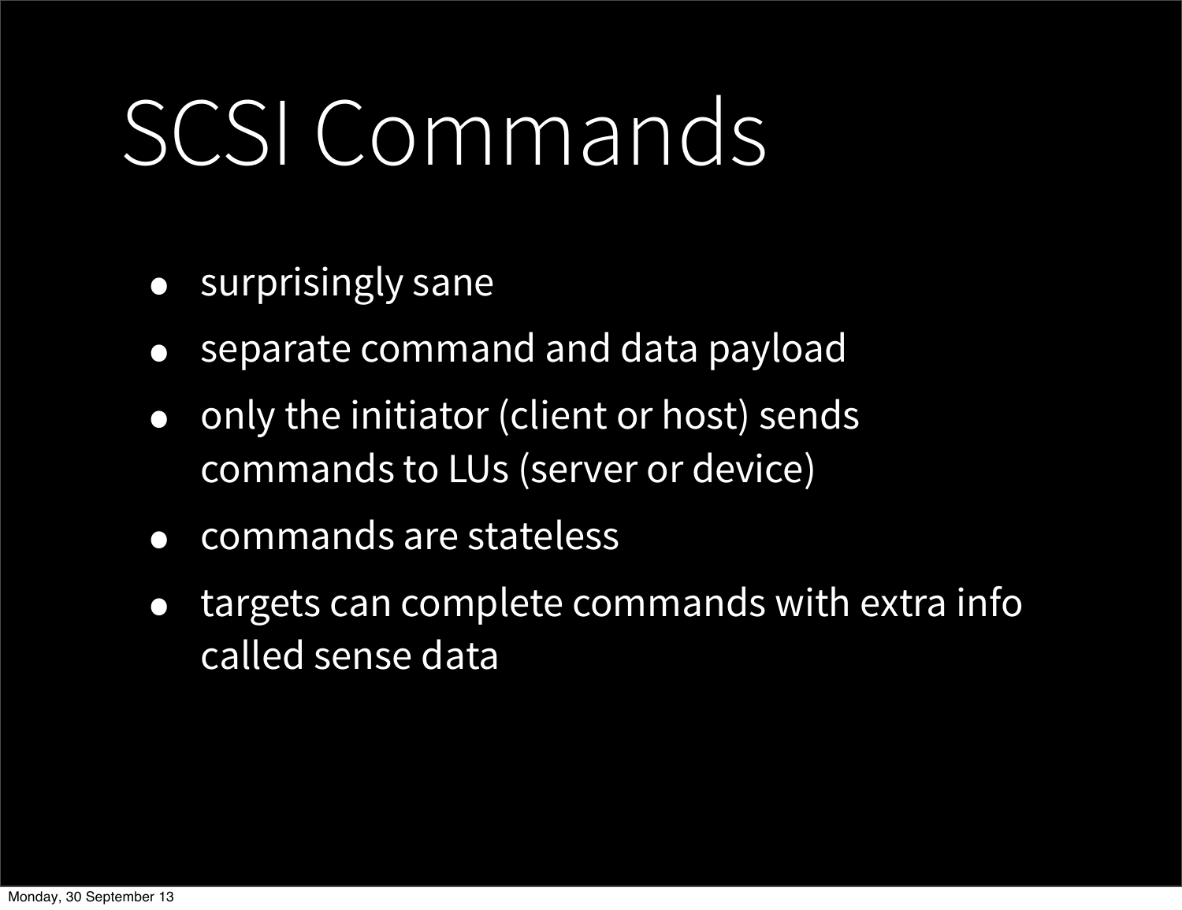# SCSI Commands

- surprisingly sane
- separate command and data payload
- only the initiator (client or host) sends commands to LUs (server or device)
- commands are stateless
- targets can complete commands with extra info called sense data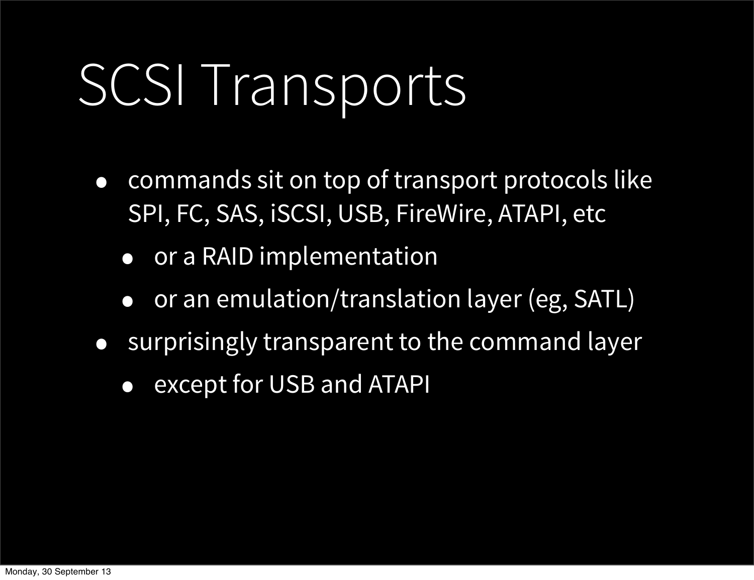# SCSI Transports

- commands sit on top of transport protocols like SPI, FC, SAS, iSCSI, USB, FireWire, ATAPI, etc
  - or a RAID implementation
  - or an emulation/translation layer (eg, SATL)
- surprisingly transparent to the command layer
  - except for USB and ATAPI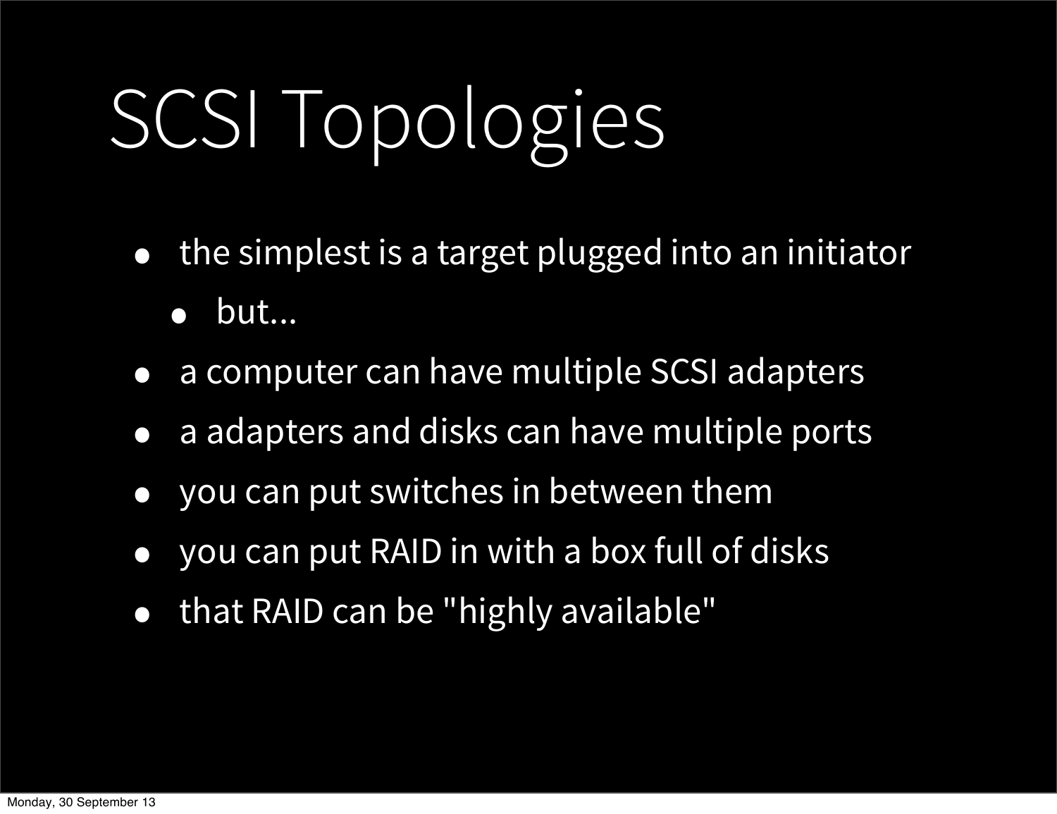# SCSI Topologies

- the simplest is a target plugged into an initiator
  - but...
- a computer can have multiple SCSI adapters
- a adapters and disks can have multiple ports
- you can put switches in between them
- you can put RAID in with a box full of disks
- that RAID can be "highly available"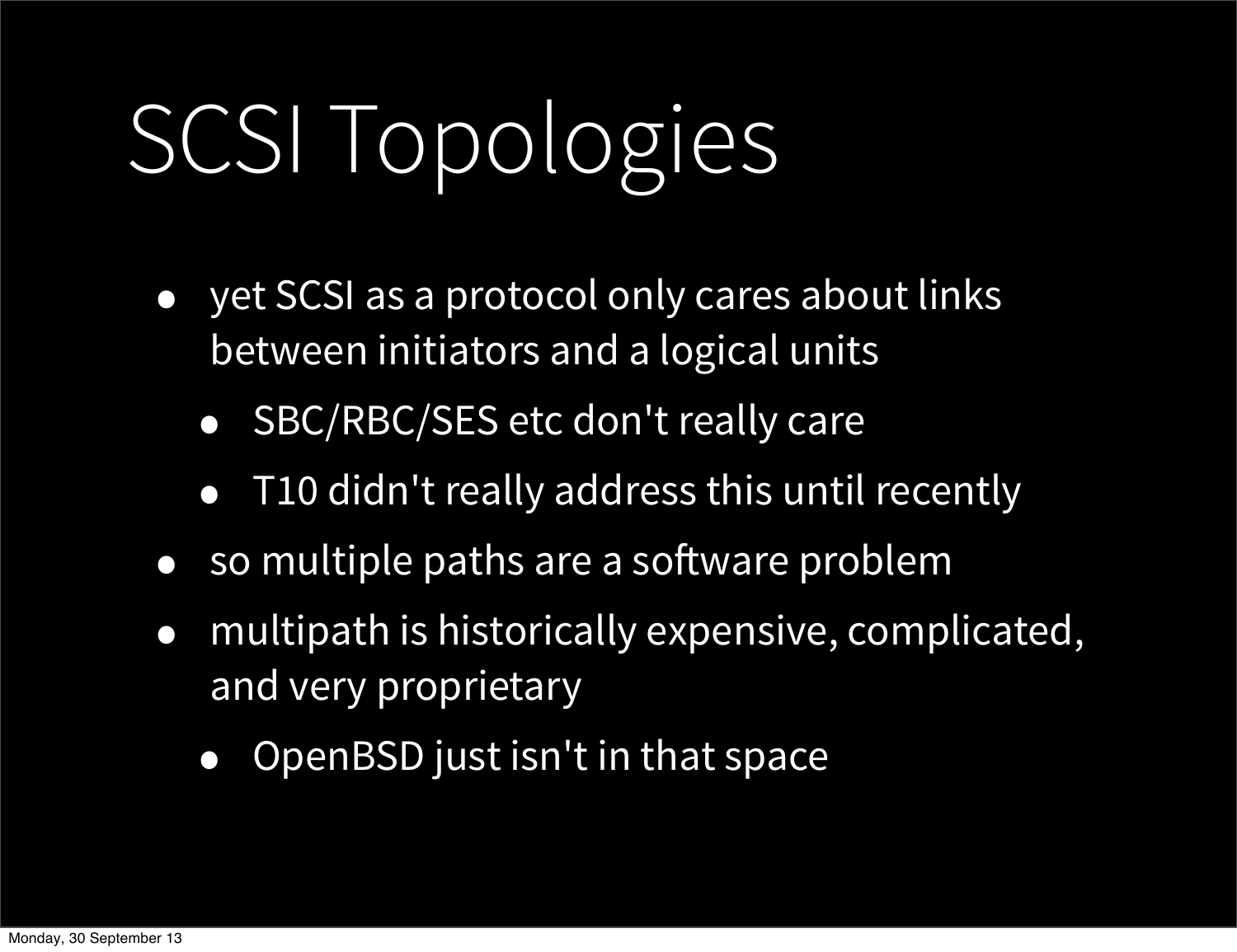# SCSI Topologies

- yet SCSI as a protocol only cares about links between initiators and a logical units
  - SBC/RBC/SES etc don't really care
  - T10 didn't really address this until recently
- so multiple paths are a software problem
- multipath is historically expensive, complicated, and very proprietary
  - OpenBSD just isn't in that space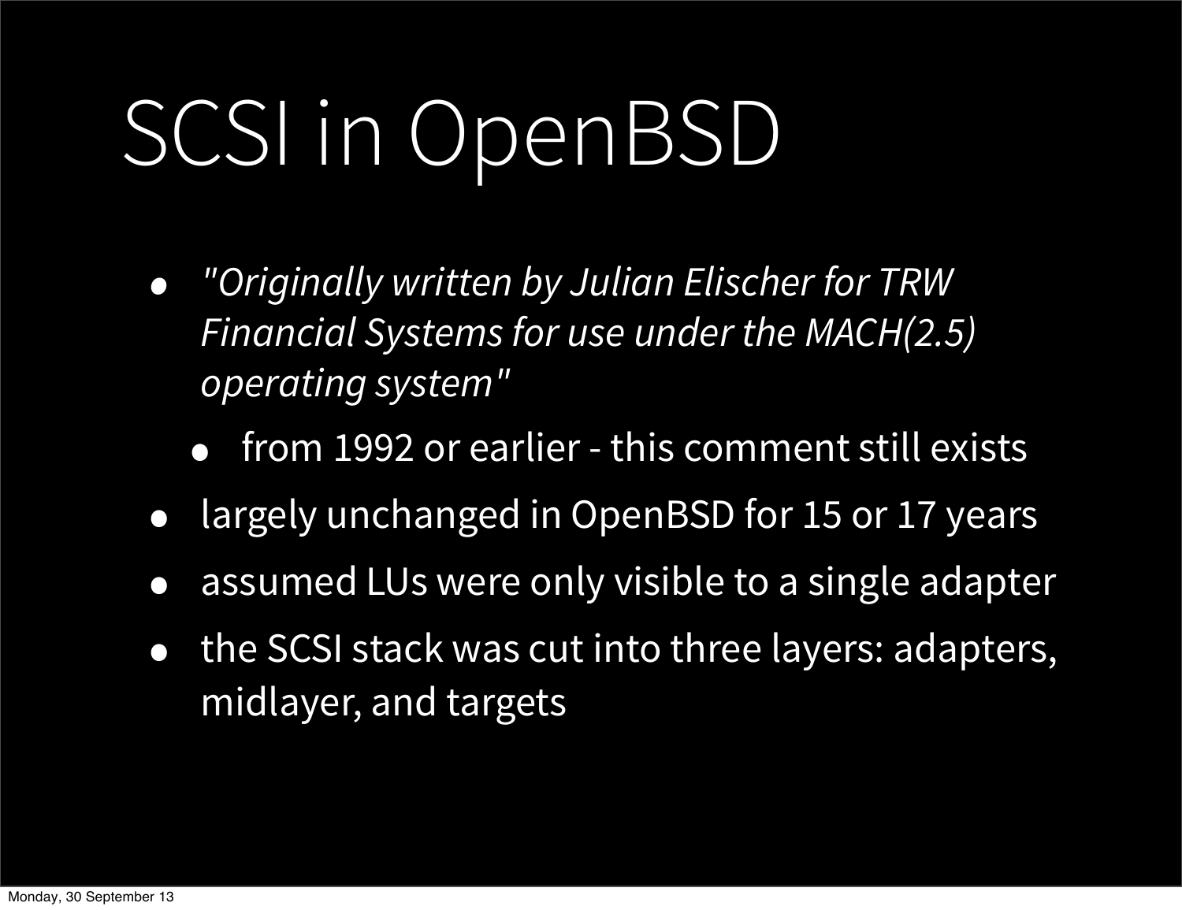# SCSI in OpenBSD

- *"Originally written by Julian Elischer for TRW Financial Systems for use under the MACH(2.5) operating system"*
  - from 1992 or earlier - this comment still exists
- largely unchanged in OpenBSD for 15 or 17 years
- assumed LUs were only visible to a single adapter
- the SCSI stack was cut into three layers: adapters, midlayer, and targets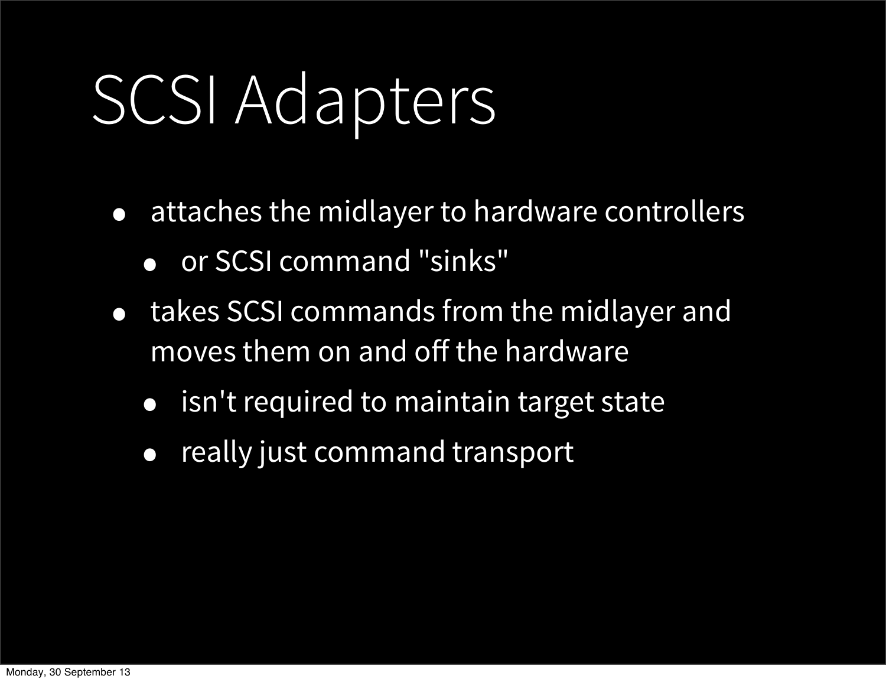# SCSI Adapters

- attaches the midlayer to hardware controllers
  - or SCSI command "sinks"
- takes SCSI commands from the midlayer and moves them on and off the hardware
  - isn't required to maintain target state
  - really just command transport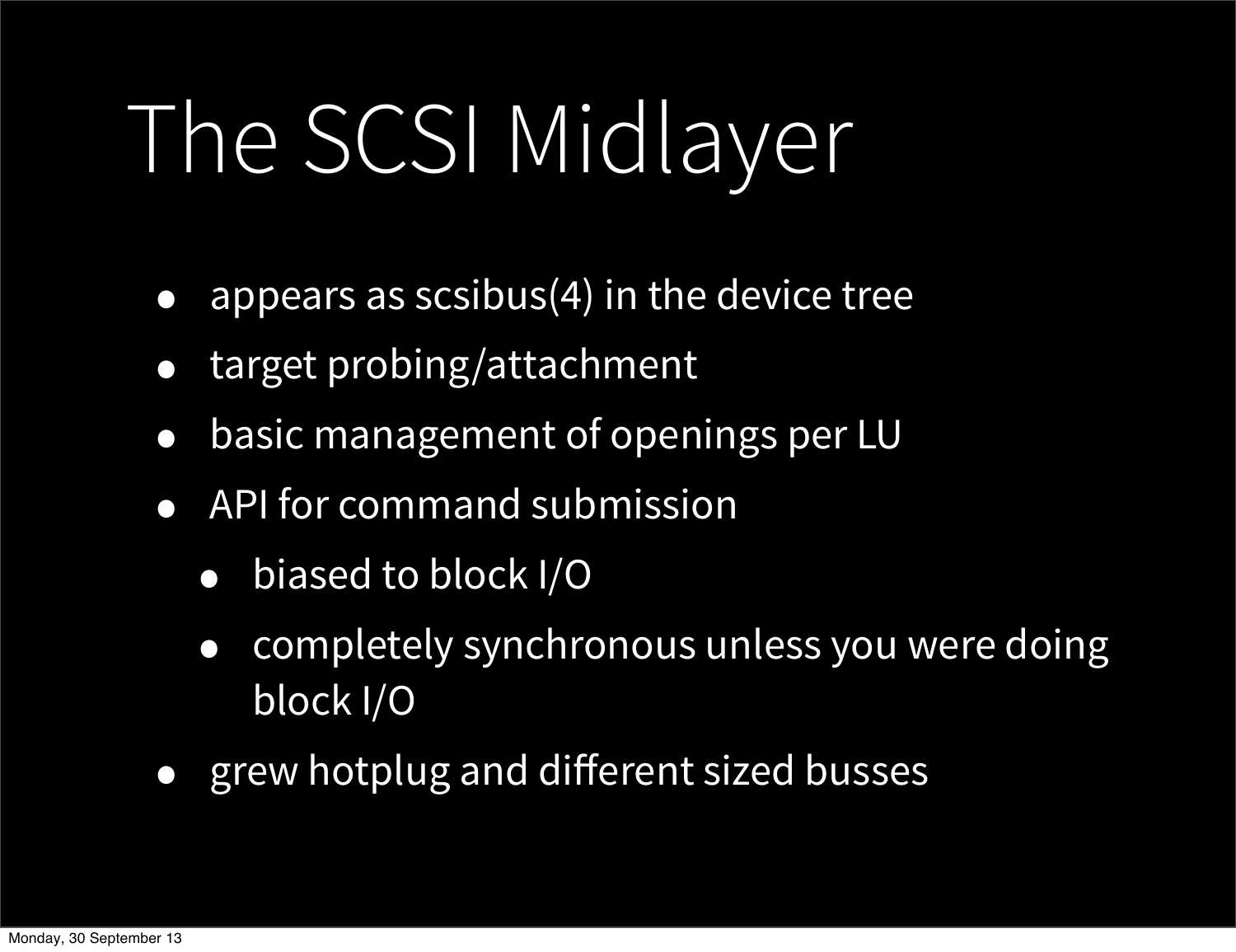# The SCSI Midlayer

- appears as scsibus(4) in the device tree
- target probing/attachment
- basic management of openings per LU
- API for command submission
  - biased to block I/O
  - completely synchronous unless you were doing block I/O
- grew hotplug and different sized busses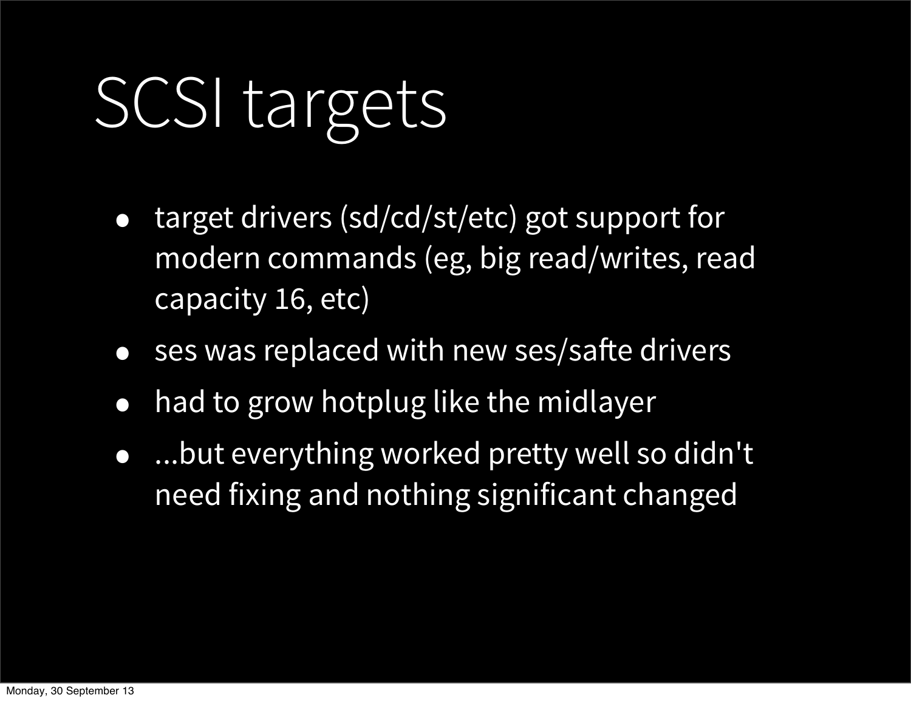# SCSI targets

- target drivers (sd/cd/st/etc) got support for modern commands (eg, big read/writes, read capacity 16, etc)
- ses was replaced with new ses/safte drivers
- had to grow hotplug like the midlayer
- ...but everything worked pretty well so didn't need fixing and nothing significant changed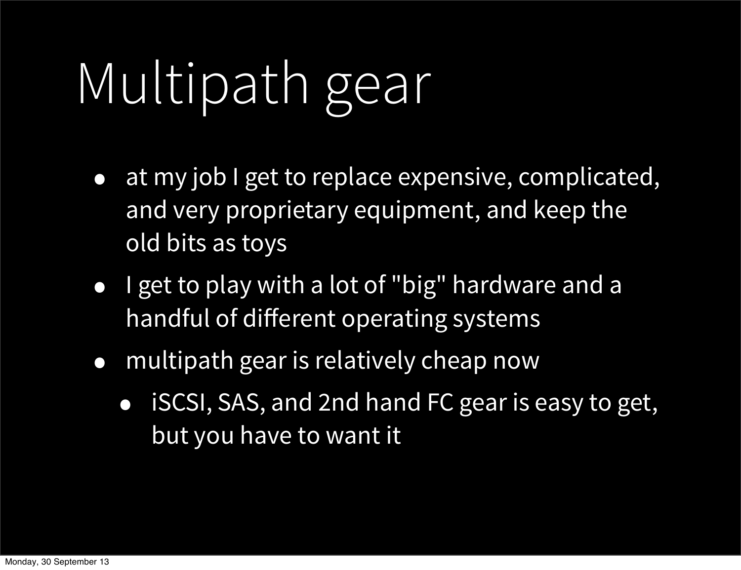# Multipath gear

- at my job I get to replace expensive, complicated, and very proprietary equipment, and keep the old bits as toys
- I get to play with a lot of "big" hardware and a handful of different operating systems
- multipath gear is relatively cheap now
  - iSCSI, SAS, and 2nd hand FC gear is easy to get, but you have to want it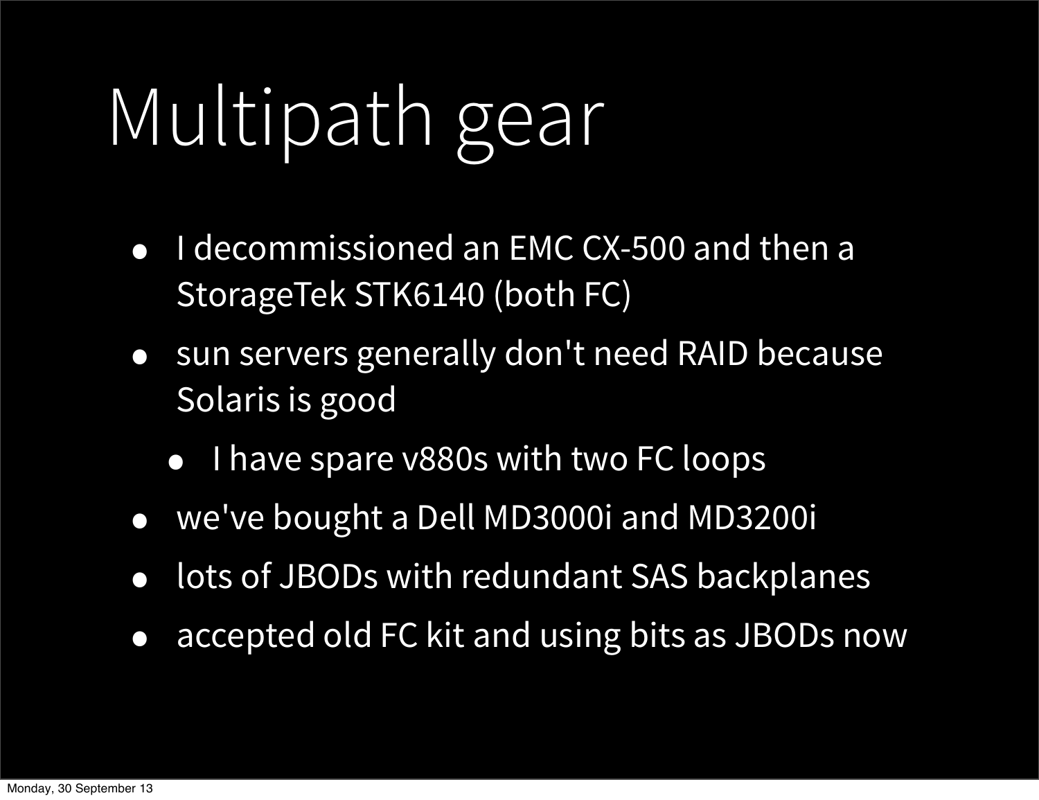# Multipath gear

- I decommissioned an EMC CX-500 and then a StorageTek STK6140 (both FC)
- sun servers generally don't need RAID because Solaris is good
  - I have spare v880s with two FC loops
- we've bought a Dell MD3000i and MD3200i
- lots of JBODs with redundant SAS backplanes
- accepted old FC kit and using bits as JBODs now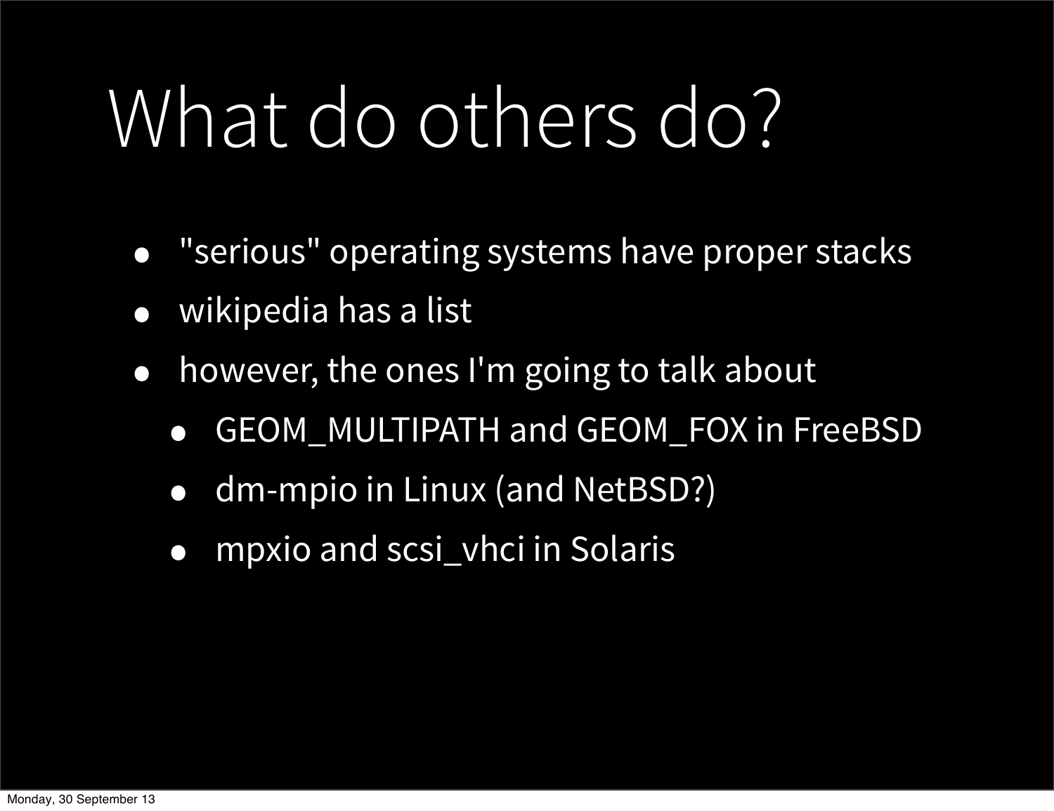# What do others do?

- "serious" operating systems have proper stacks
- wikipedia has a list
- however, the ones I'm going to talk about
  - GEOM_MULTIPATH and GEOM_FOX in FreeBSD
  - dm-mpio in Linux (and NetBSD?)
  - mpxio and scsi_vhci in Solaris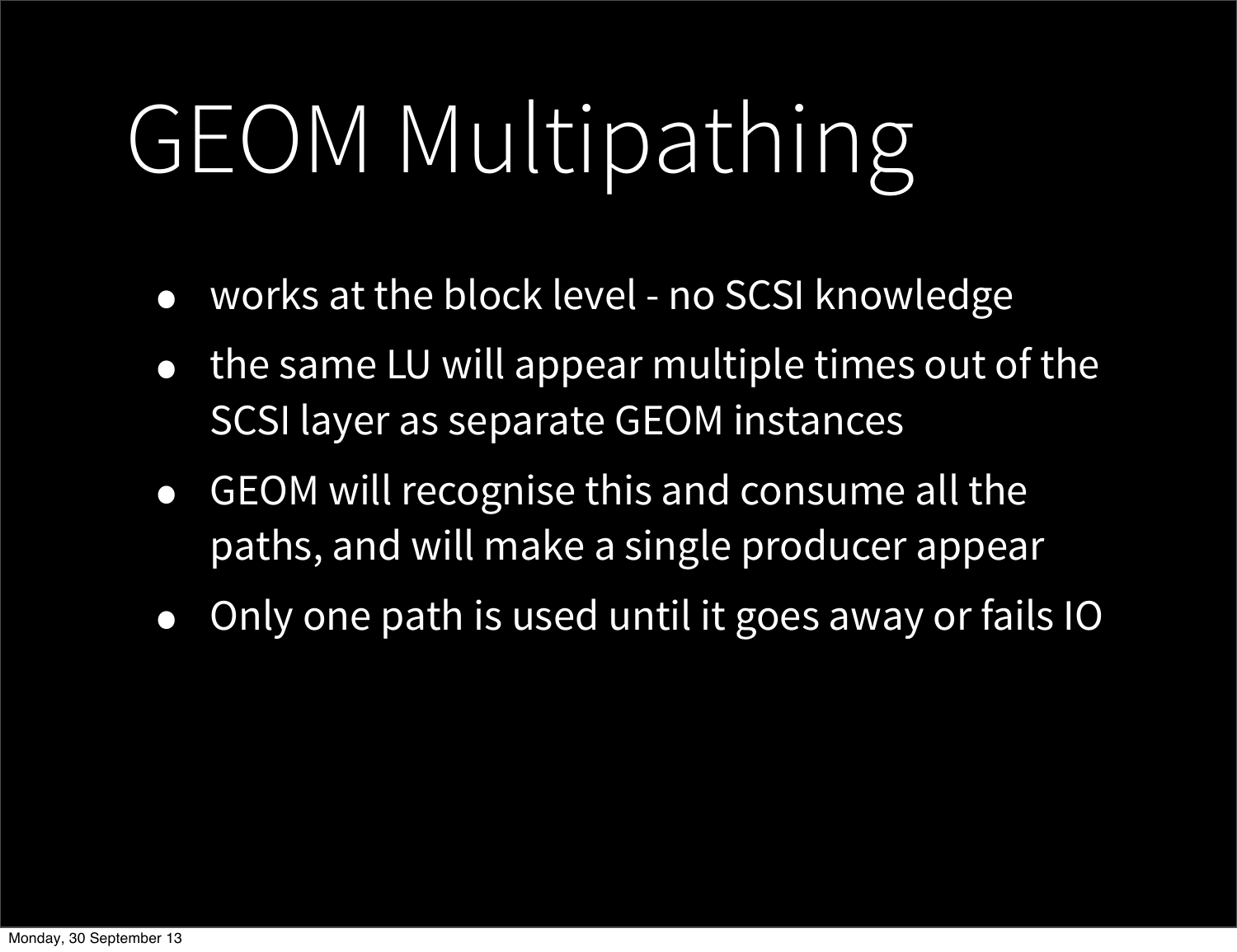# GEOM Multipathing

- works at the block level - no SCSI knowledge
- the same LU will appear multiple times out of the SCSI layer as separate GEOM instances
- GEOM will recognise this and consume all the paths, and will make a single producer appear
- Only one path is used until it goes away or fails IO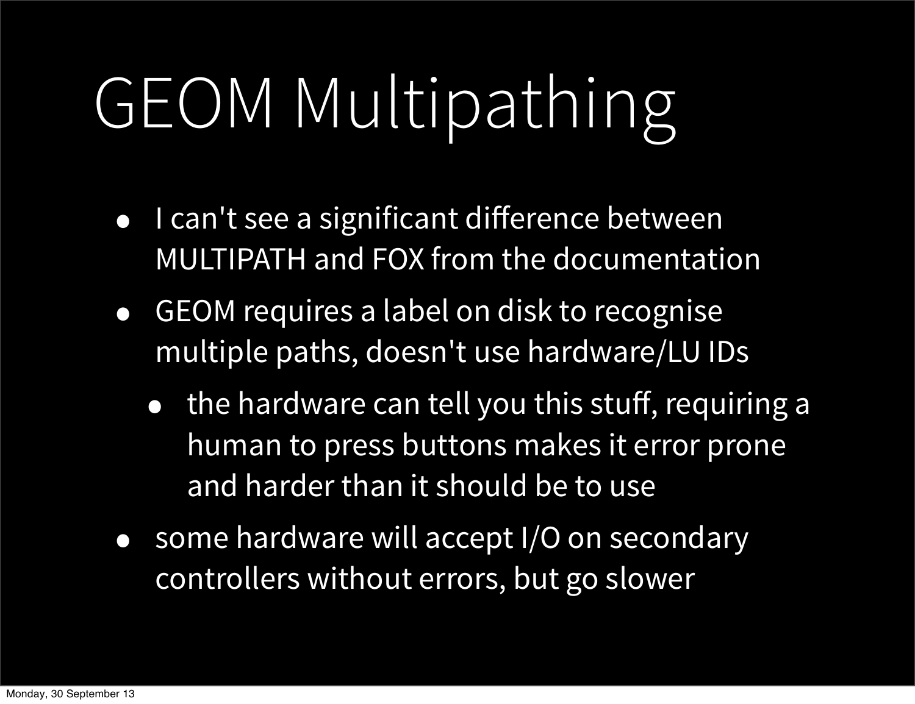# GEOM Multipathing

- I can't see a significant difference between MULTIPATH and FOX from the documentation
- GEOM requires a label on disk to recognise multiple paths, doesn't use hardware/LU IDs
  - the hardware can tell you this stuff, requiring a human to press buttons makes it error prone and harder than it should be to use
- some hardware will accept I/O on secondary controllers without errors, but go slower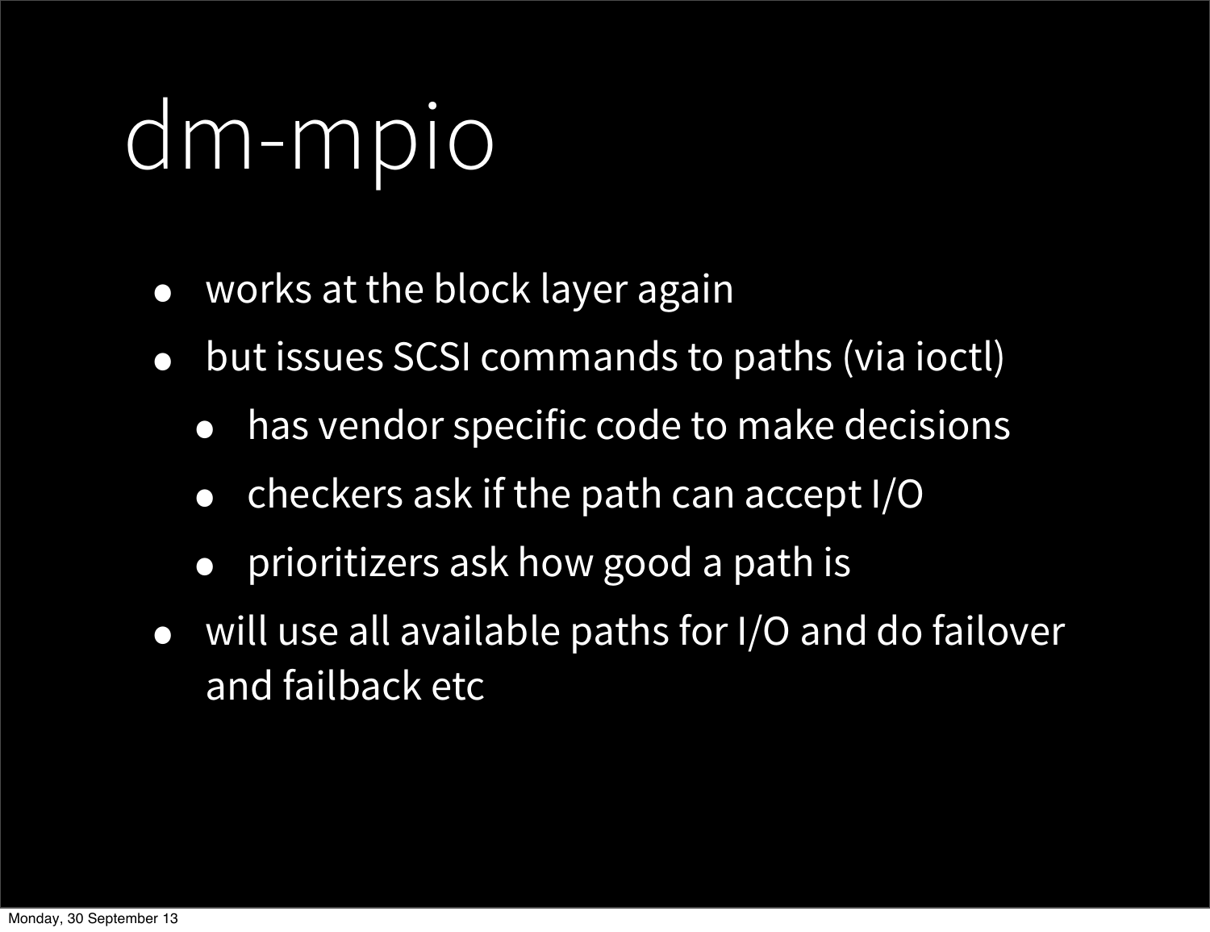# dm-mpio

- works at the block layer again
- but issues SCSI commands to paths (via ioctl)
  - has vendor specific code to make decisions
  - checkers ask if the path can accept I/O
  - prioritizers ask how good a path is
- will use all available paths for I/O and do failover and failback etc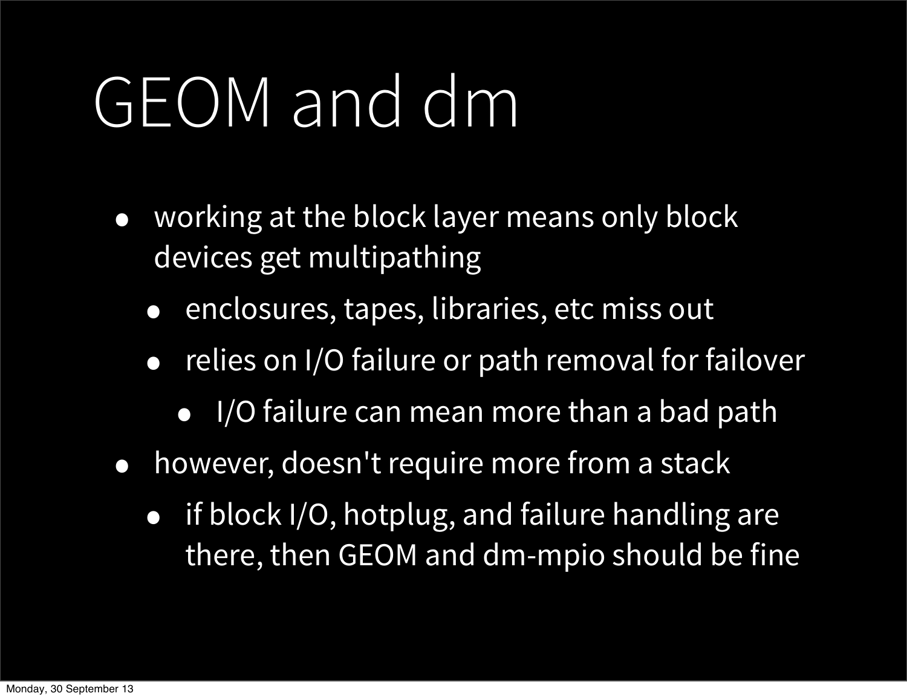# GEOM and dm

- working at the block layer means only block devices get multipathing
  - enclosures, tapes, libraries, etc miss out
  - relies on I/O failure or path removal for failover
    - I/O failure can mean more than a bad path
- however, doesn't require more from a stack
  - if block I/O, hotplug, and failure handling are there, then GEOM and dm-mpio should be fine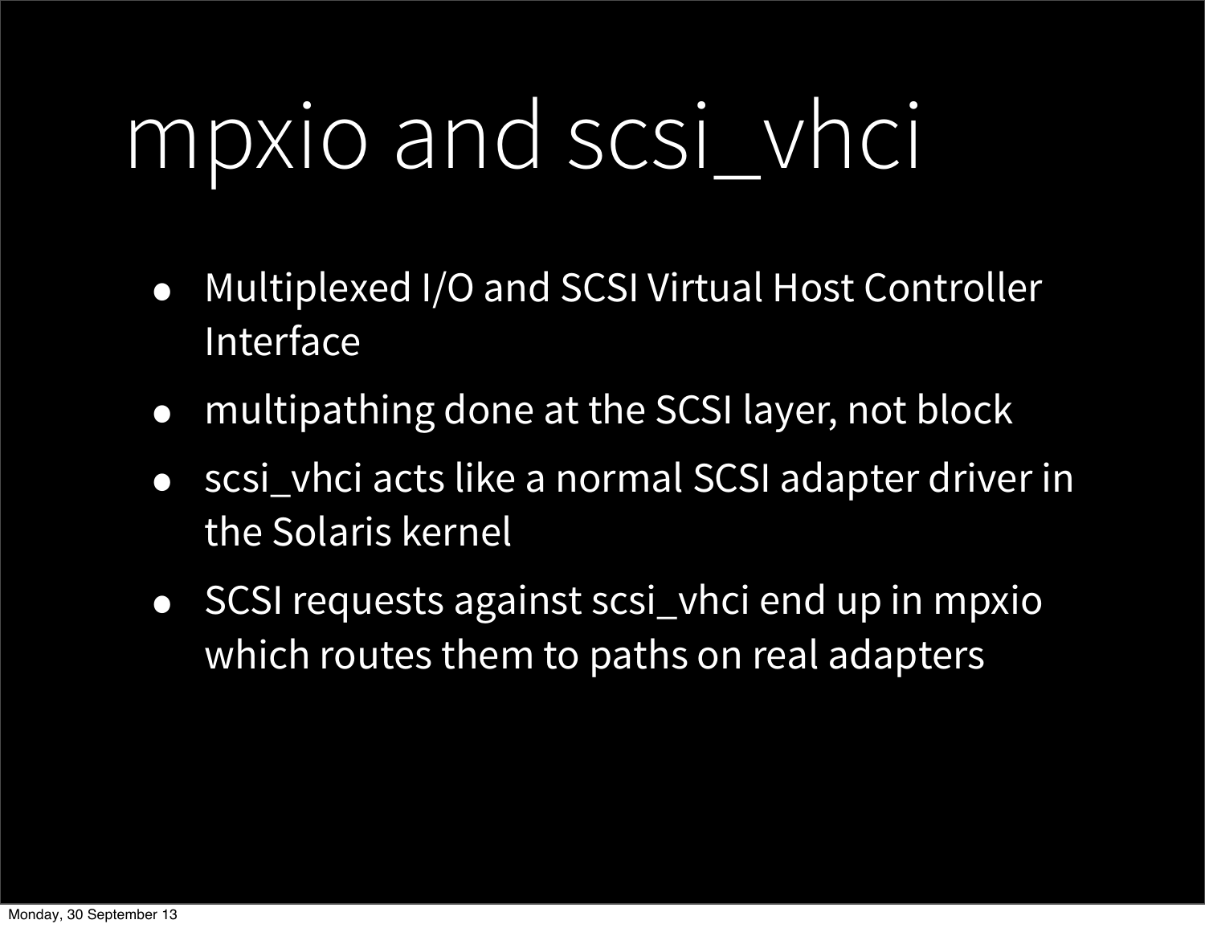# mpxio and scsi_vhci

- Multiplexed I/O and SCSI Virtual Host Controller Interface
- multipathing done at the SCSI layer, not block
- scsi_vhci acts like a normal SCSI adapter driver in the Solaris kernel
- SCSI requests against scsi_vhci end up in mpxio which routes them to paths on real adapters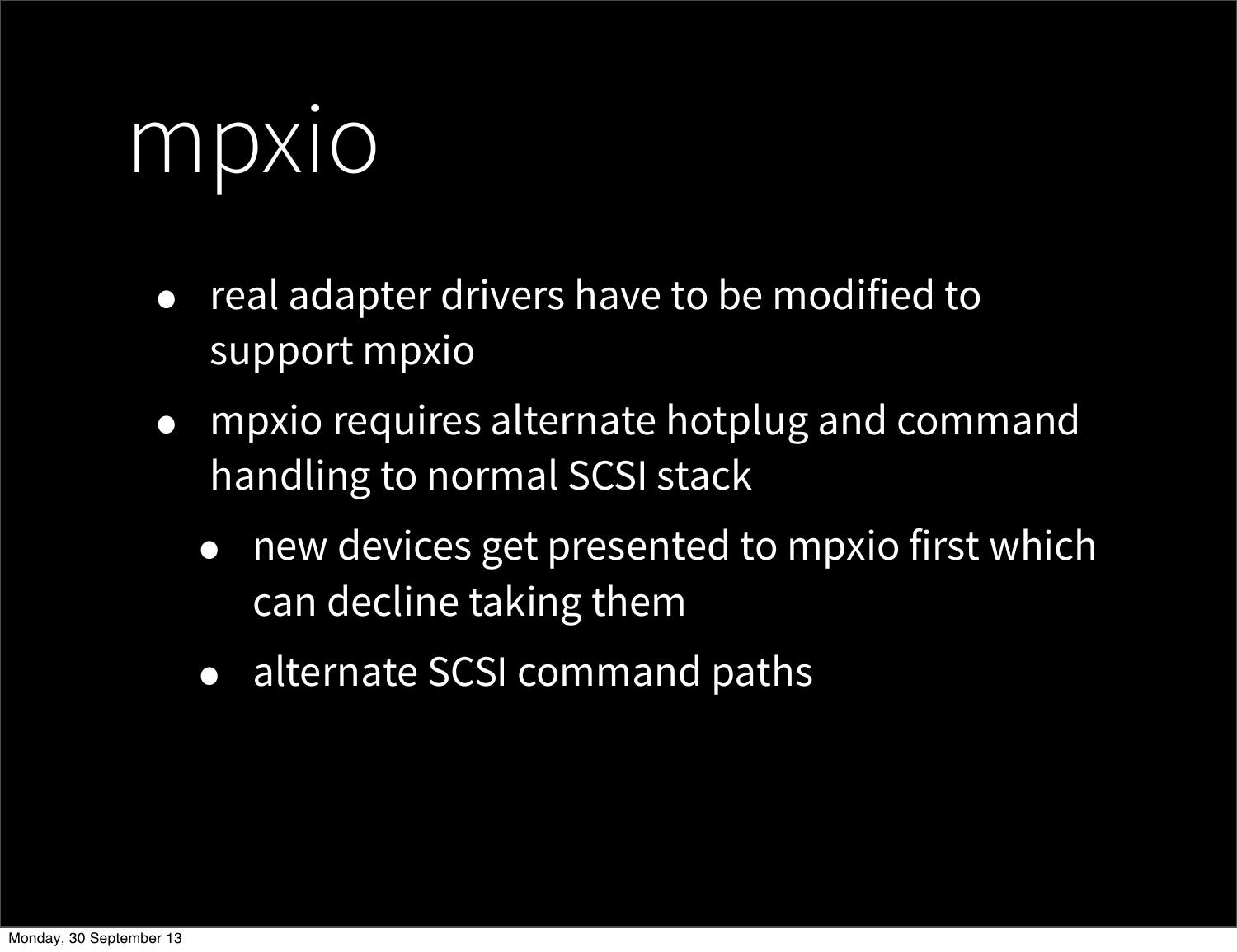# mpxio

- real adapter drivers have to be modified to support mpxio
- mpxio requires alternate hotplug and command handling to normal SCSI stack
  - new devices get presented to mpxio first which can decline taking them
  - alternate SCSI command paths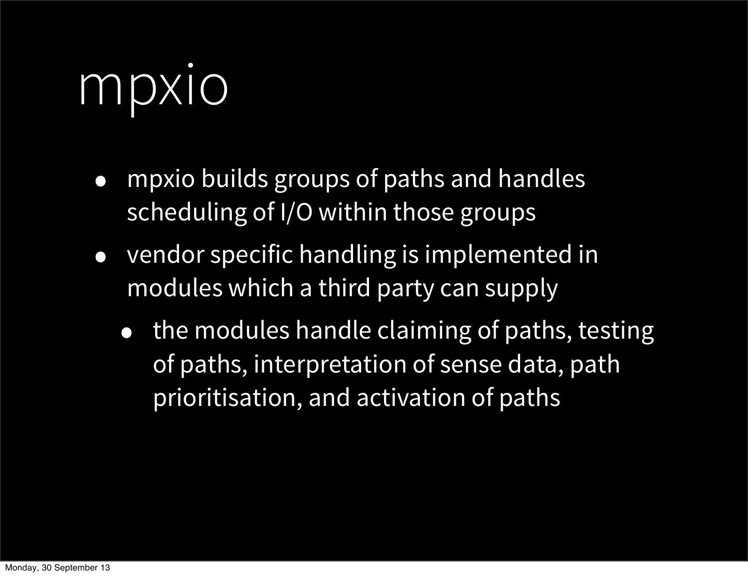# mpxio

- mpxio builds groups of paths and handles scheduling of I/O within those groups
- vendor specific handling is implemented in modules which a third party can supply
  - the modules handle claiming of paths, testing of paths, interpretation of sense data, path prioritisation, and activation of paths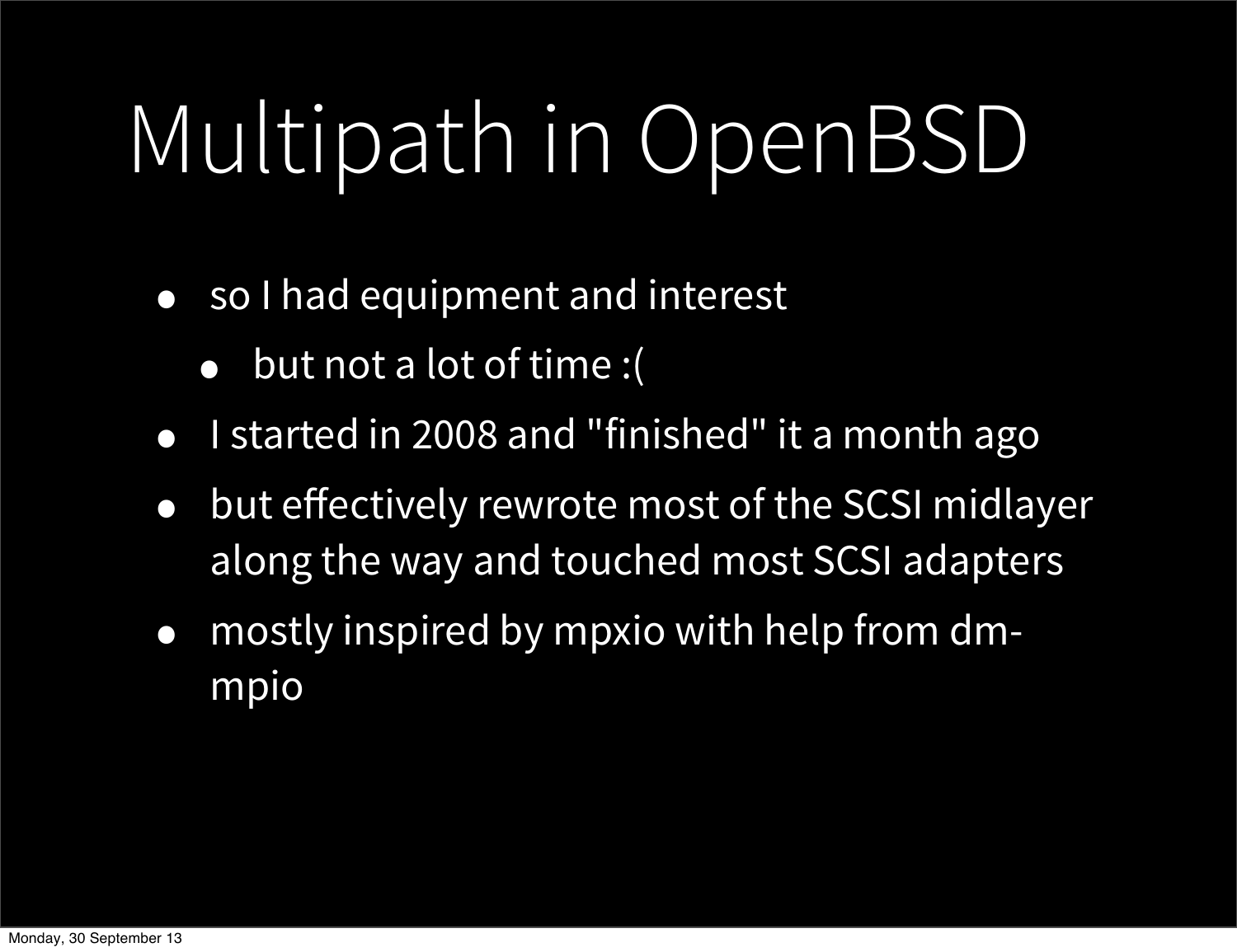# Multipath in OpenBSD

- so I had equipment and interest
  - but not a lot of time :(
- I started in 2008 and "finished" it a month ago
- but effectively rewrote most of the SCSI midlayer along the way and touched most SCSI adapters
- mostly inspired by mpxio with help from dm-mpio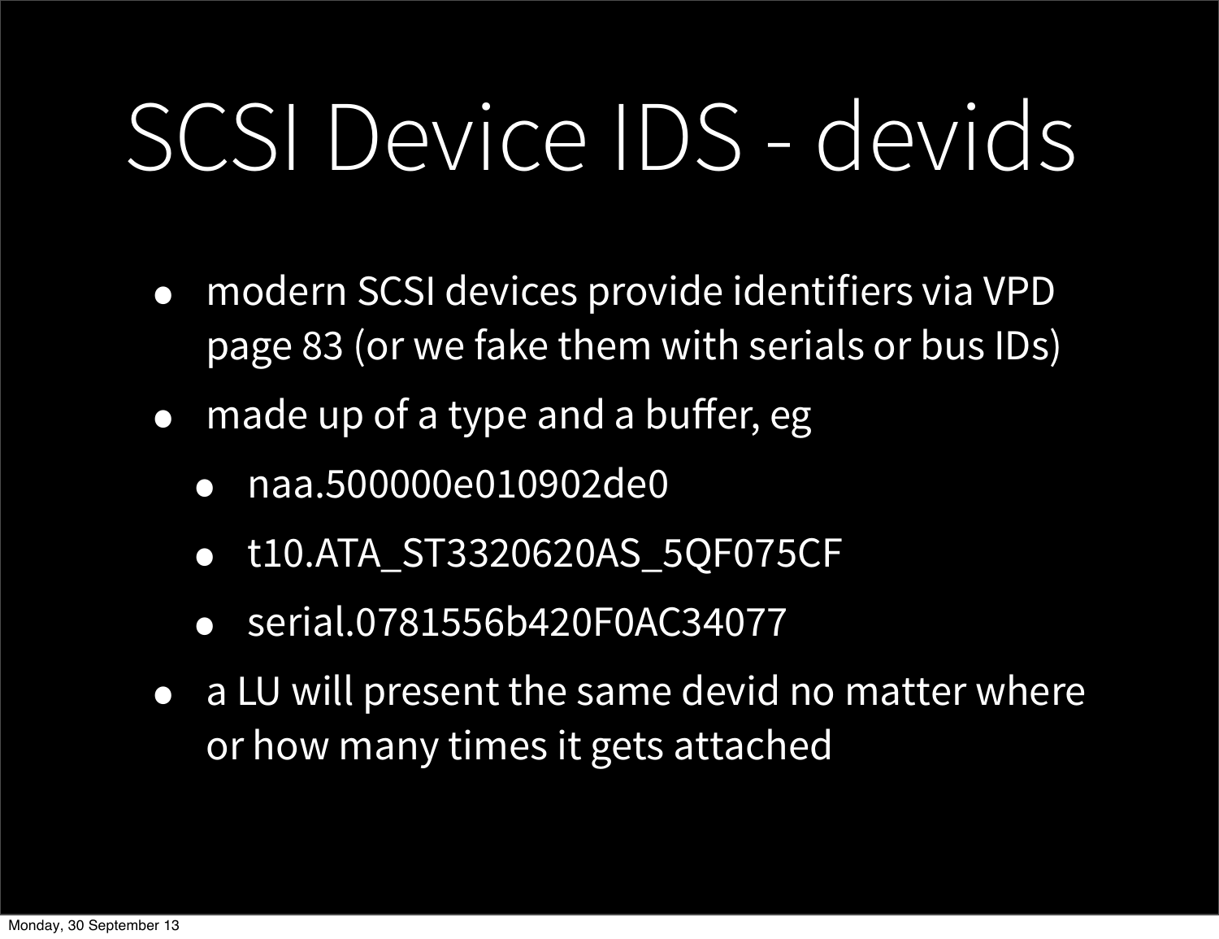# SCSI Device IDS - devids

- modern SCSI devices provide identifiers via VPD page 83 (or we fake them with serials or bus IDs)
- made up of a type and a buffer, eg
  - naa.500000e010902de0
  - t10.ATA_ST3320620AS_5QF075CF
  - serial.0781556b420F0AC34077
- a LU will present the same devid no matter where or how many times it gets attached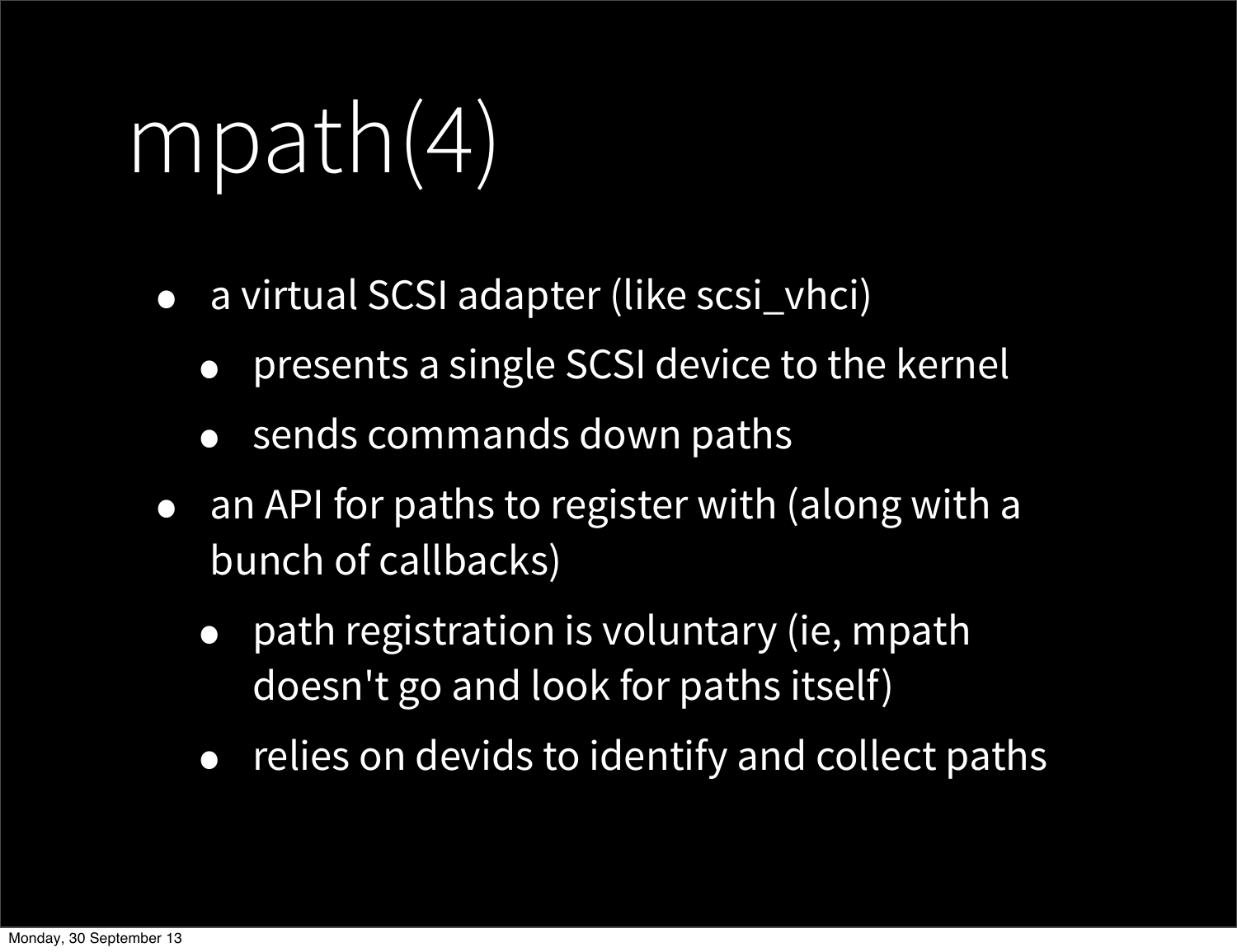# mpath(4)

- a virtual SCSI adapter (like scsi_vhci)
  - presents a single SCSI device to the kernel
  - sends commands down paths
- an API for paths to register with (along with a bunch of callbacks)
  - path registration is voluntary (ie, mpath doesn't go and look for paths itself)
  - relies on devids to identify and collect paths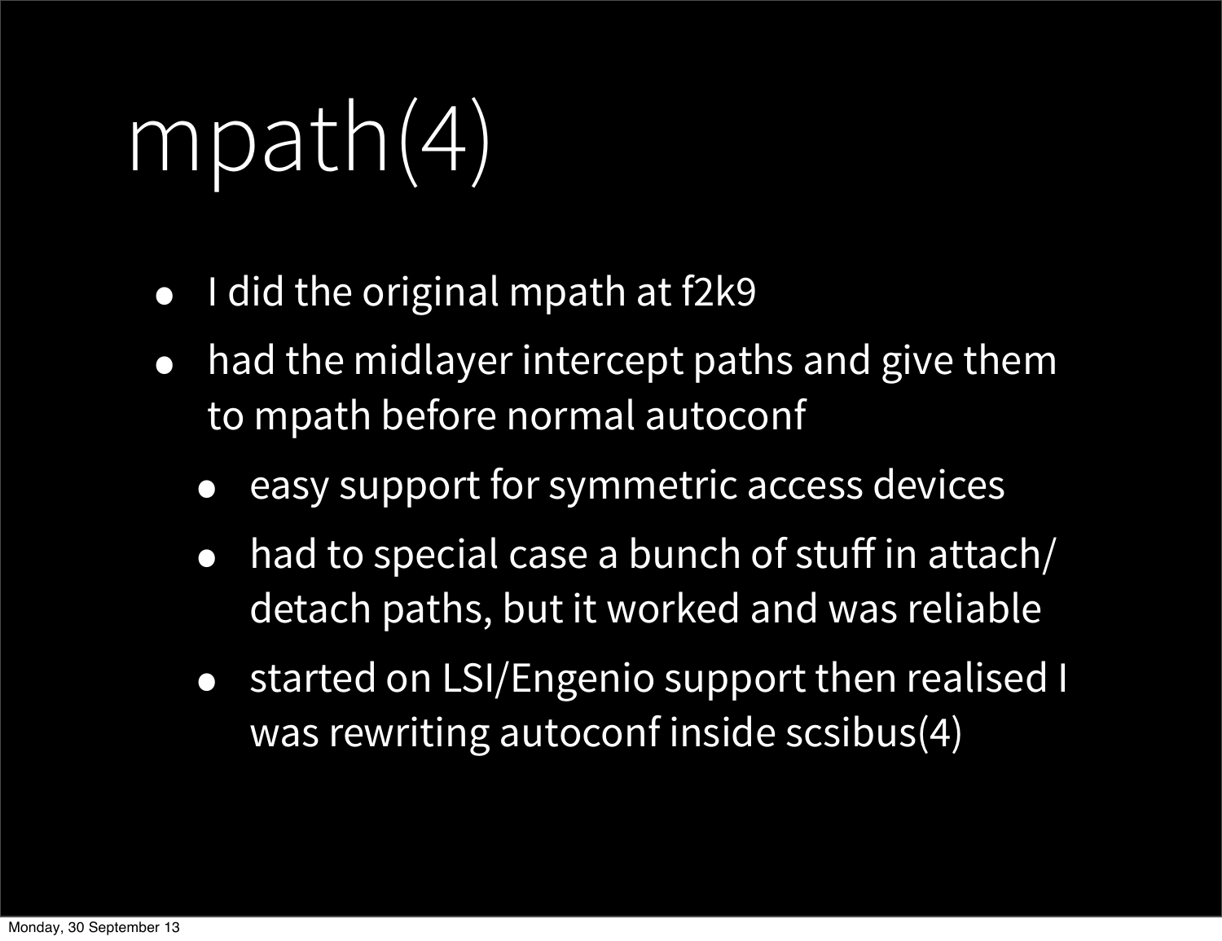# mpath(4)

- I did the original mpath at f2k9
- had the midlayer intercept paths and give them to mpath before normal autoconf
  - easy support for symmetric access devices
  - had to special case a bunch of stuff in attach/detach paths, but it worked and was reliable
  - started on LSI/Engenio support then realised I was rewriting autoconf inside scsibus(4)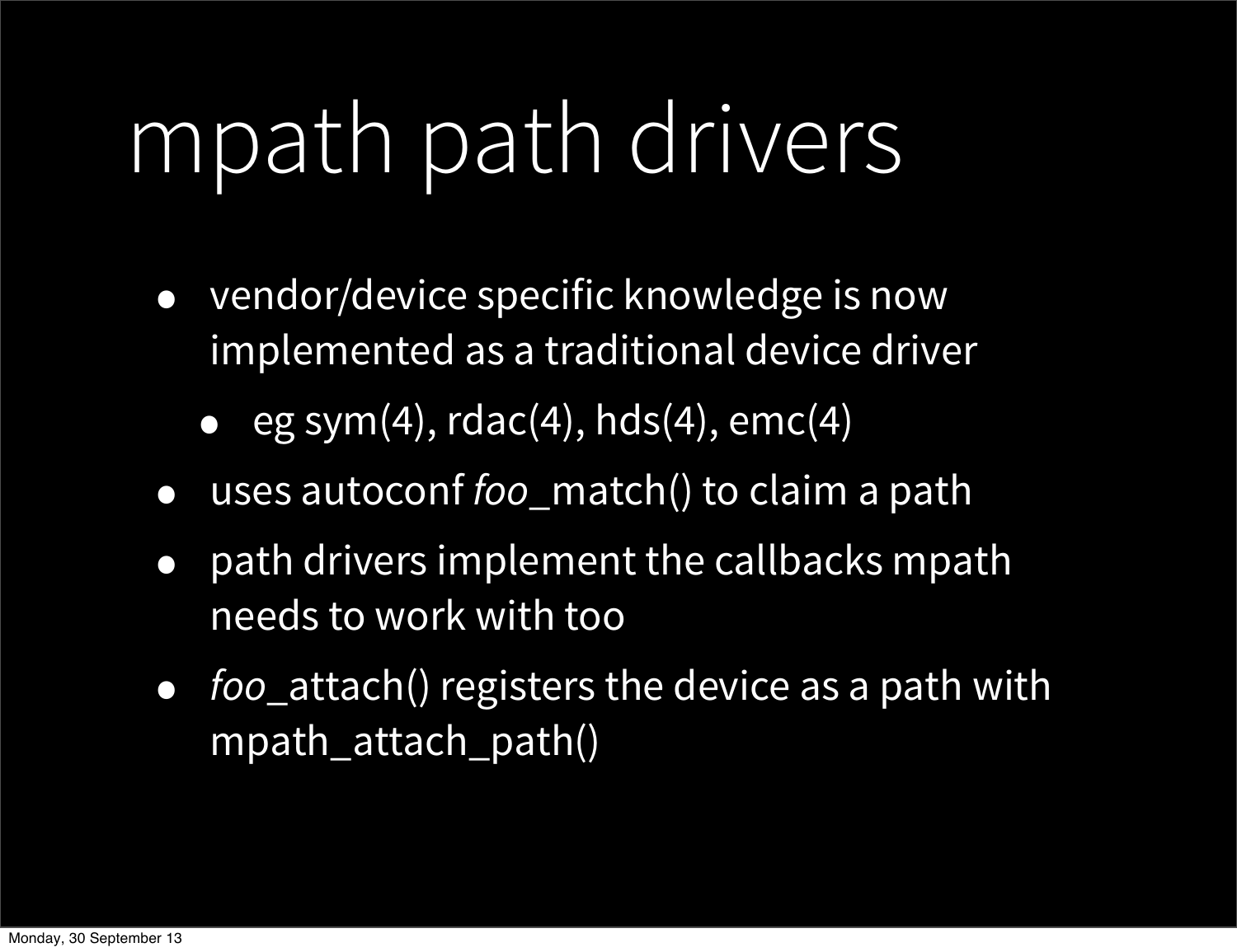# mpath path drivers

- vendor/device specific knowledge is now implemented as a traditional device driver
  - eg sym(4), rdac(4), hds(4), emc(4)
- uses autoconf *foo*_match() to claim a path
- path drivers implement the callbacks mpath needs to work with too
- *foo*_attach() registers the device as a path with mpath_attach_path()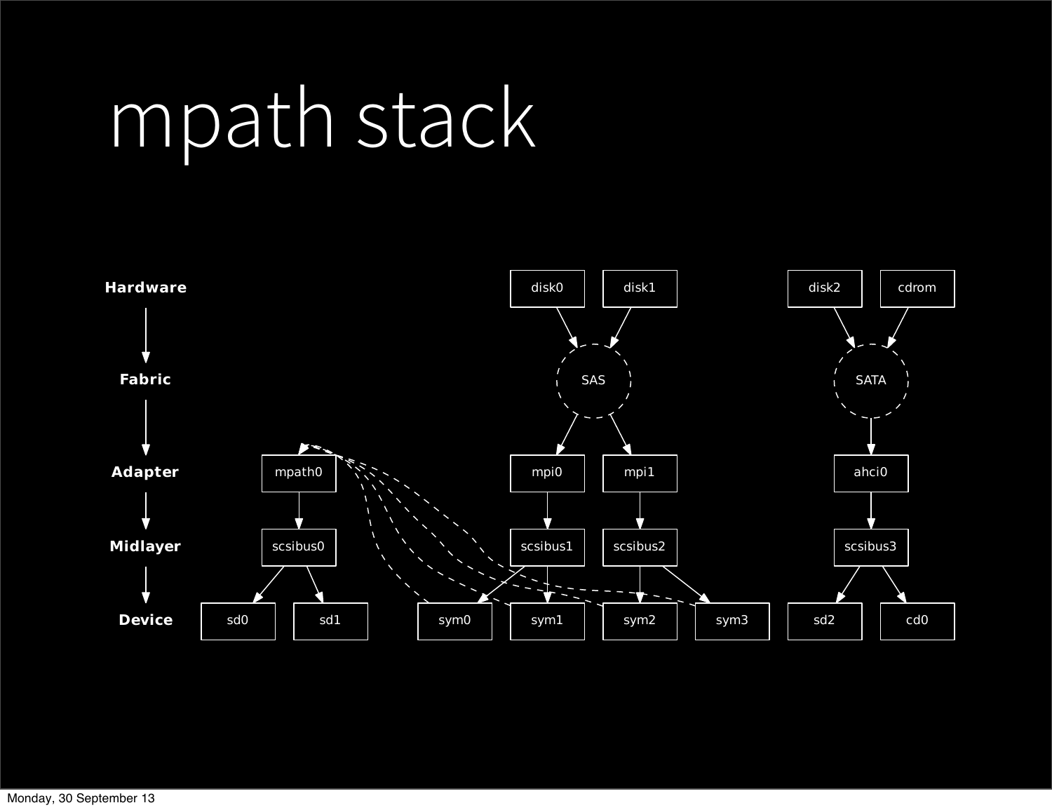# mpath stack

Hardware → Fabric → Adapter → Midlayer → Device

disk0, disk1 → SAS → mpi0, mpi1

disk2, cdrom → SATA → ahci0

mpath0 → scsibus0 → sd0, sd1

mpi0 → scsibus1 → sym0, sym1

mpi1 → scsibus2 → sym2, sym3

ahci0 → scsibus3 → sd2, cd0

sym0, sym1, sym2, sym3 ⇢ mpath0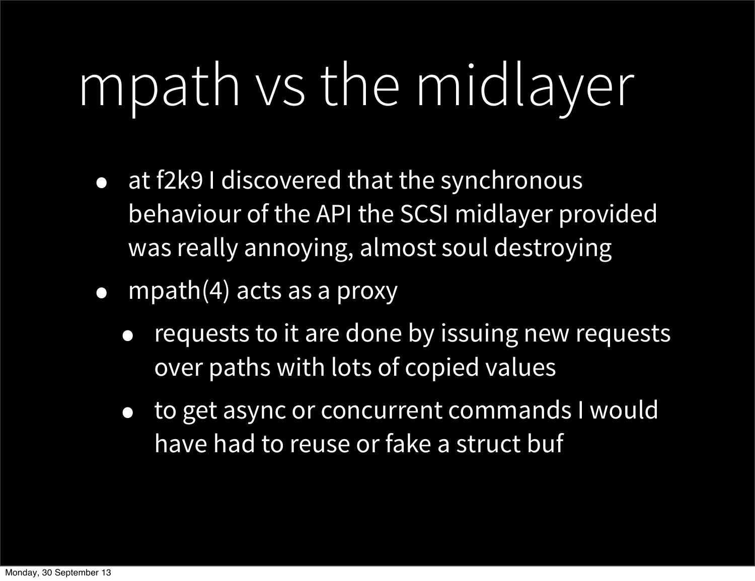# mpath vs the midlayer

- at f2k9 I discovered that the synchronous behaviour of the API the SCSI midlayer provided was really annoying, almost soul destroying
- mpath(4) acts as a proxy
  - requests to it are done by issuing new requests over paths with lots of copied values
  - to get async or concurrent commands I would have had to reuse or fake a struct buf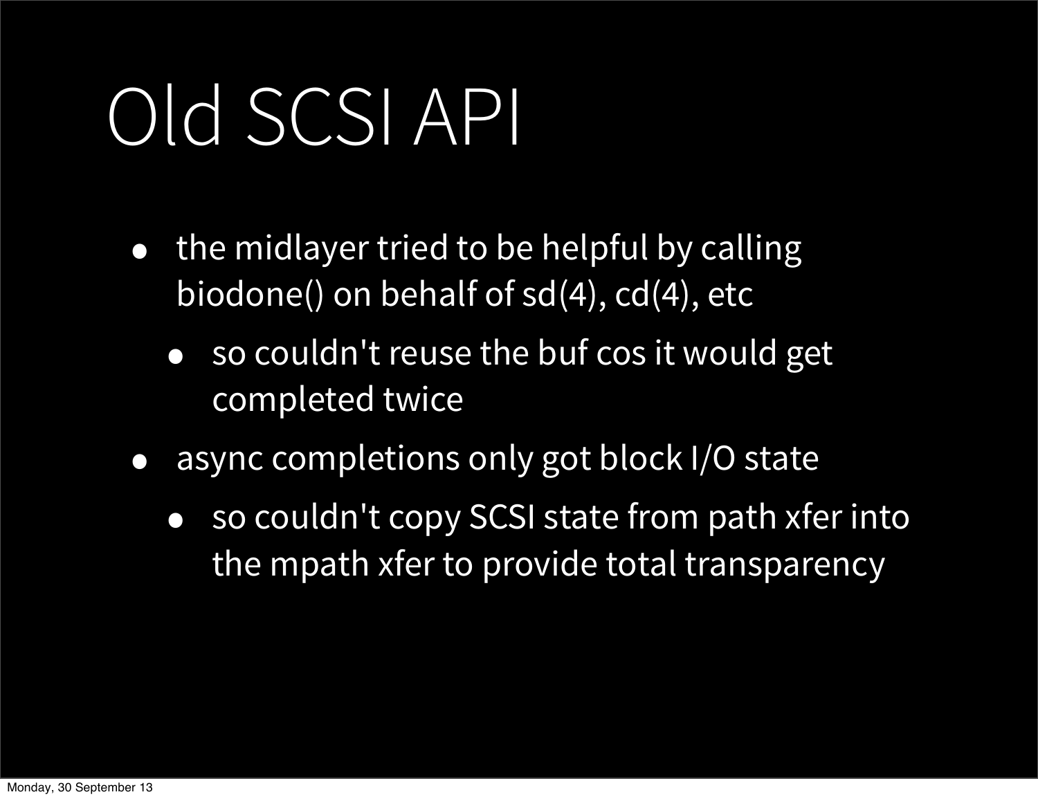# Old SCSI API

- the midlayer tried to be helpful by calling biodone() on behalf of sd(4), cd(4), etc
  - so couldn't reuse the buf cos it would get completed twice
- async completions only got block I/O state
  - so couldn't copy SCSI state from path xfer into the mpath xfer to provide total transparency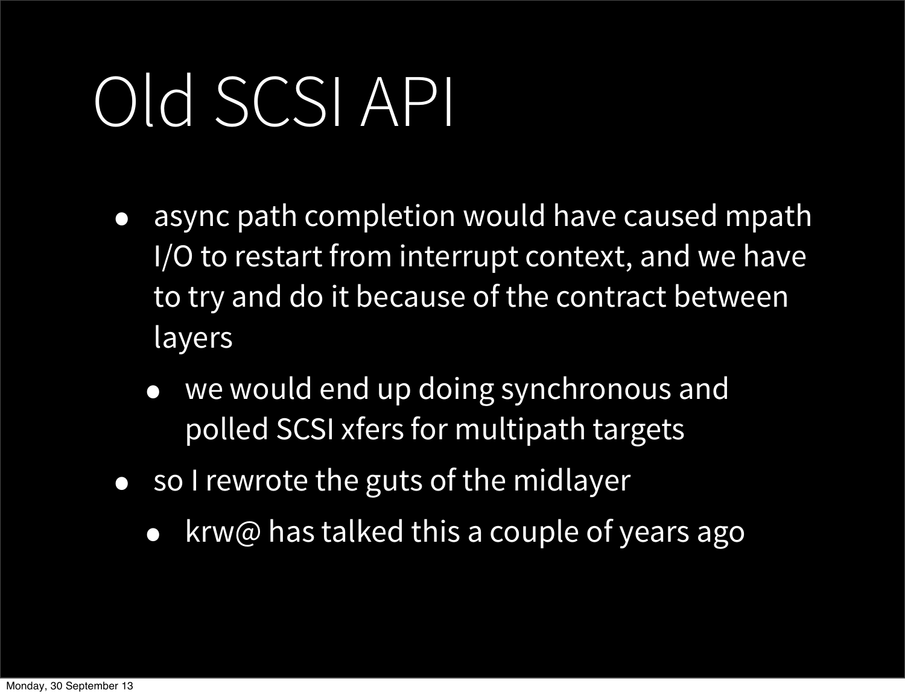# Old SCSI API

- async path completion would have caused mpath I/O to restart from interrupt context, and we have to try and do it because of the contract between layers
  - we would end up doing synchronous and polled SCSI xfers for multipath targets
- so I rewrote the guts of the midlayer
  - krw@ has talked this a couple of years ago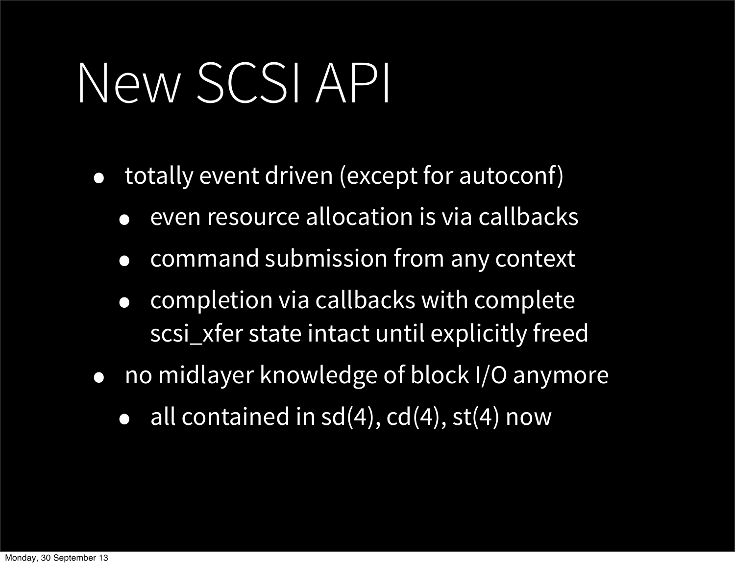# New SCSI API

- totally event driven (except for autoconf)
  - even resource allocation is via callbacks
  - command submission from any context
  - completion via callbacks with complete scsi_xfer state intact until explicitly freed
- no midlayer knowledge of block I/O anymore
  - all contained in sd(4), cd(4), st(4) now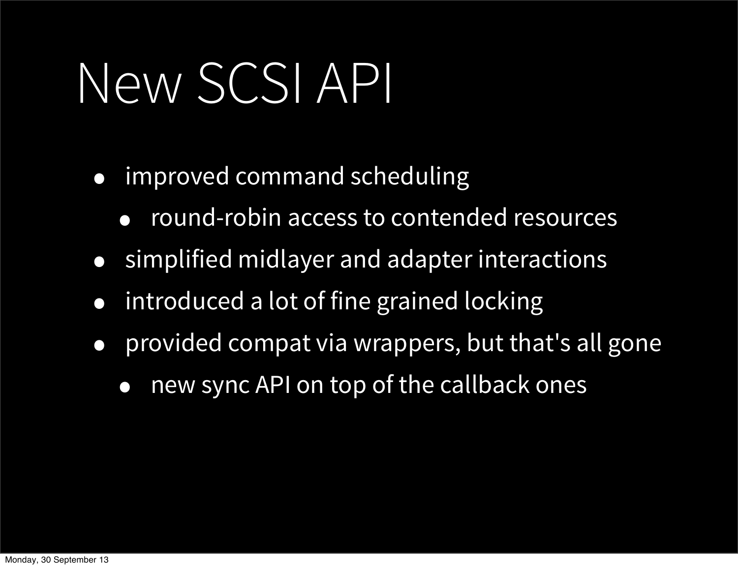# New SCSI API

- improved command scheduling
  - round-robin access to contended resources
- simplified midlayer and adapter interactions
- introduced a lot of fine grained locking
- provided compat via wrappers, but that's all gone
  - new sync API on top of the callback ones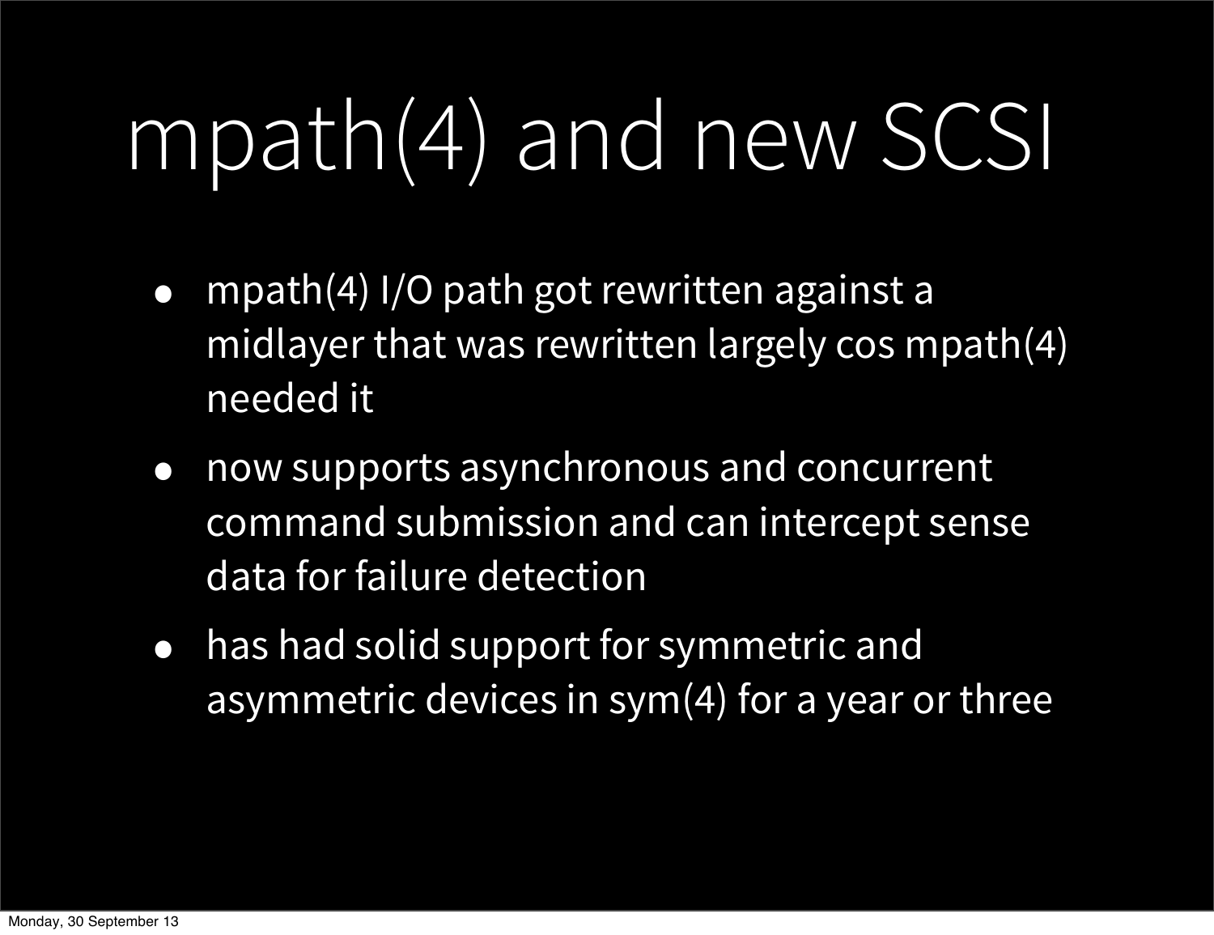# mpath(4) and new SCSI

- mpath(4) I/O path got rewritten against a midlayer that was rewritten largely cos mpath(4) needed it
- now supports asynchronous and concurrent command submission and can intercept sense data for failure detection
- has had solid support for symmetric and asymmetric devices in sym(4) for a year or three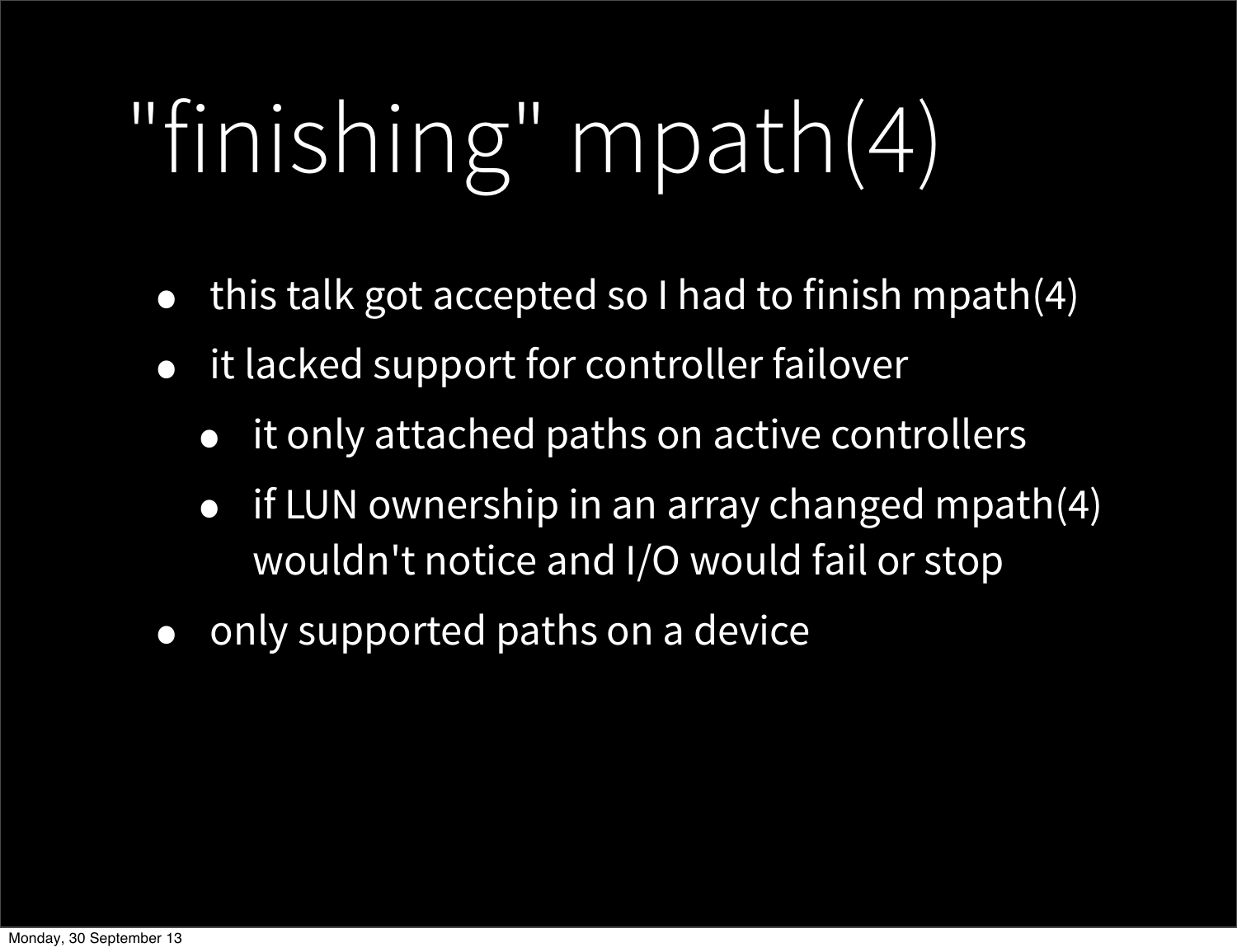# "finishing" mpath(4)

- this talk got accepted so I had to finish mpath(4)
- it lacked support for controller failover
  - it only attached paths on active controllers
  - if LUN ownership in an array changed mpath(4) wouldn't notice and I/O would fail or stop
- only supported paths on a device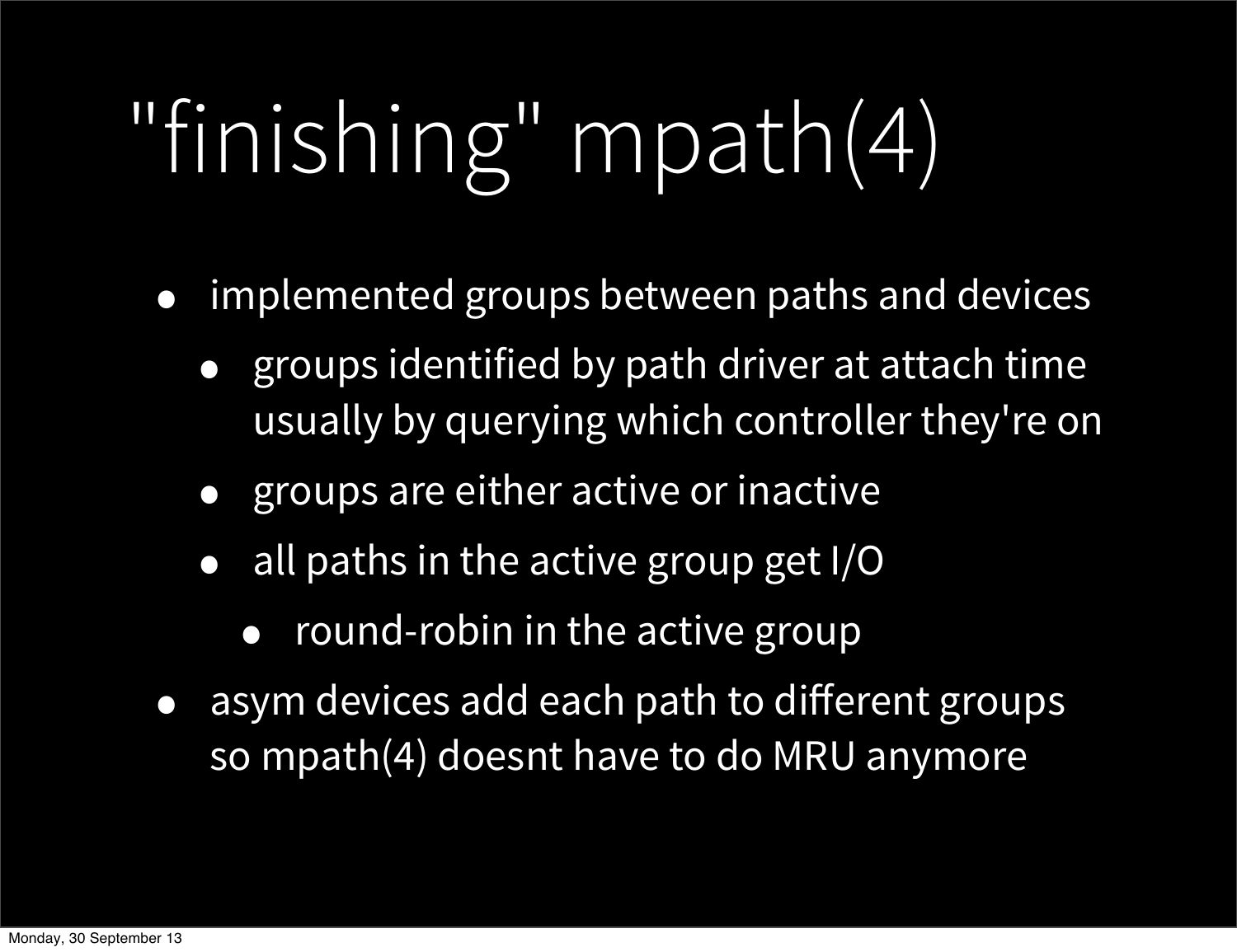# "finishing" mpath(4)

- implemented groups between paths and devices
  - groups identified by path driver at attach time usually by querying which controller they're on
  - groups are either active or inactive
  - all paths in the active group get I/O
    - round-robin in the active group
- asym devices add each path to different groups so mpath(4) doesnt have to do MRU anymore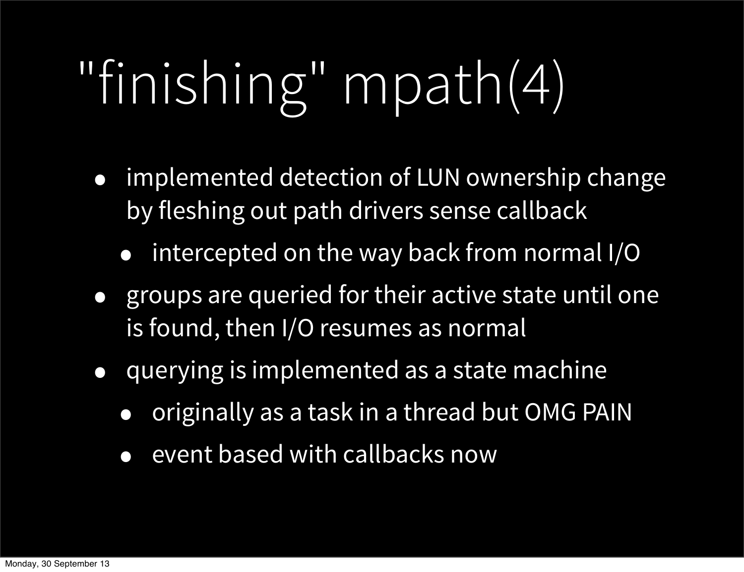# "finishing" mpath(4)

- implemented detection of LUN ownership change by fleshing out path drivers sense callback
  - intercepted on the way back from normal I/O
- groups are queried for their active state until one is found, then I/O resumes as normal
- querying is implemented as a state machine
  - originally as a task in a thread but OMG PAIN
  - event based with callbacks now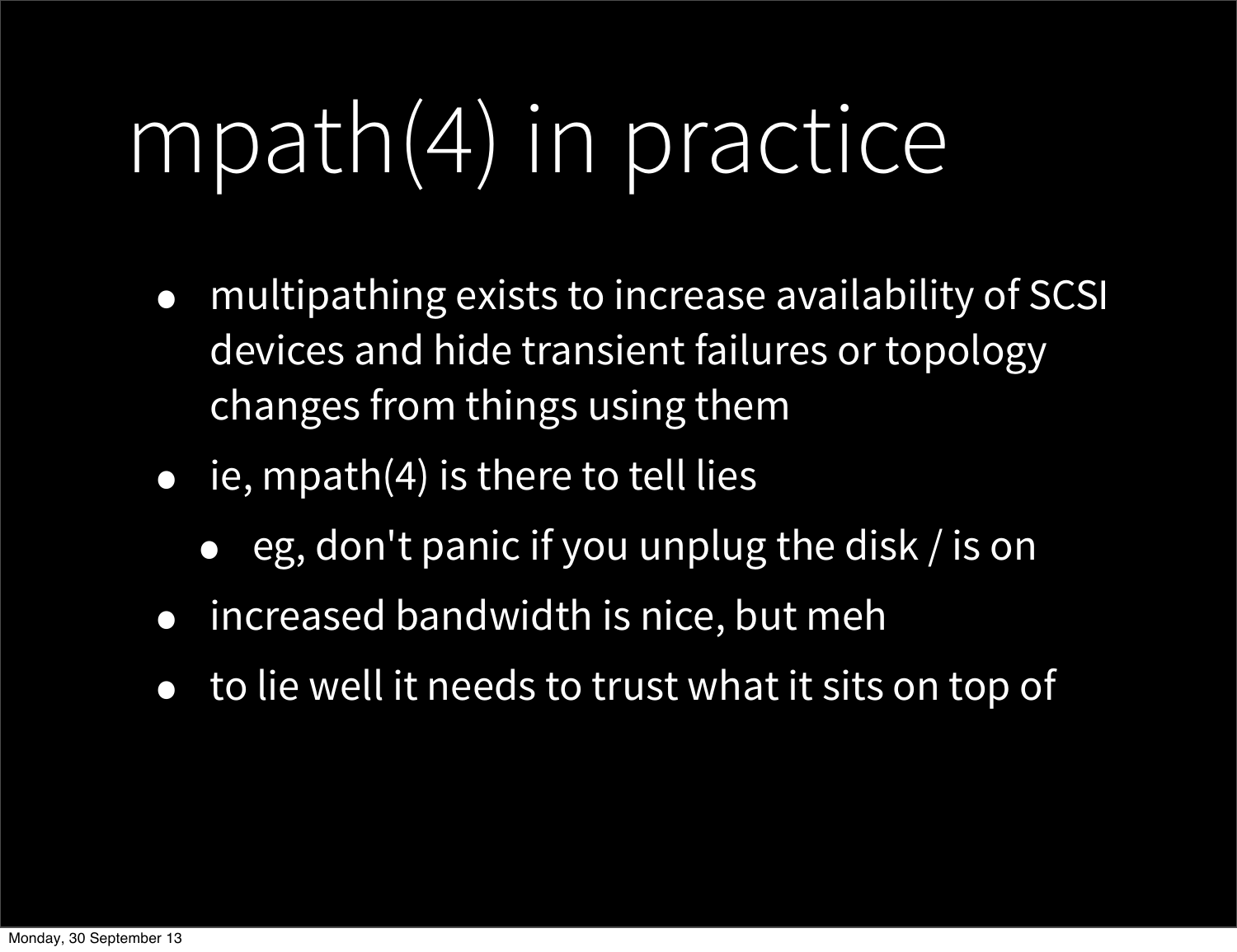# mpath(4) in practice

- multipathing exists to increase availability of SCSI devices and hide transient failures or topology changes from things using them
- ie, mpath(4) is there to tell lies
  - eg, don't panic if you unplug the disk / is on
- increased bandwidth is nice, but meh
- to lie well it needs to trust what it sits on top of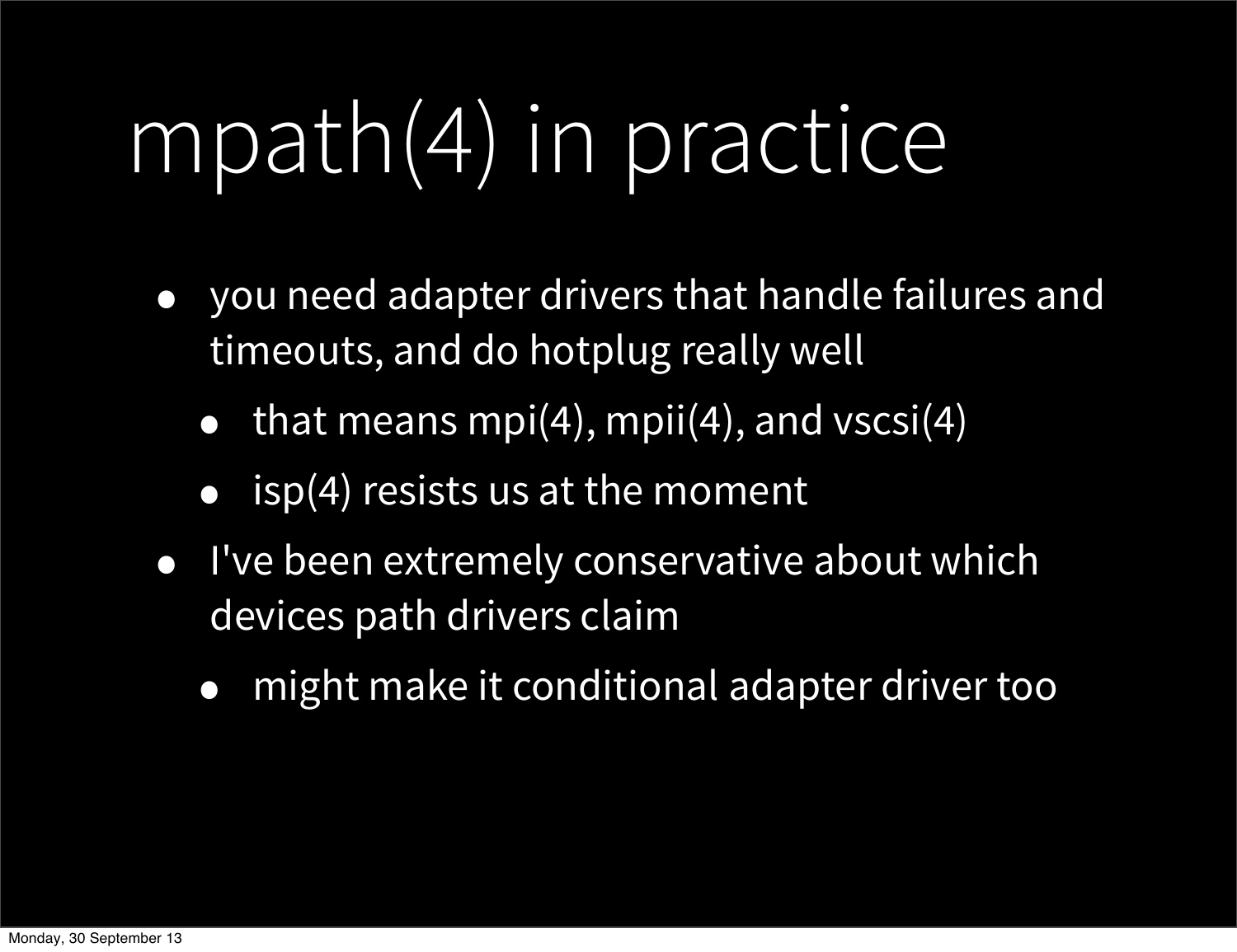# mpath(4) in practice

- you need adapter drivers that handle failures and timeouts, and do hotplug really well
  - that means mpi(4), mpii(4), and vscsi(4)
  - isp(4) resists us at the moment
- I've been extremely conservative about which devices path drivers claim
  - might make it conditional adapter driver too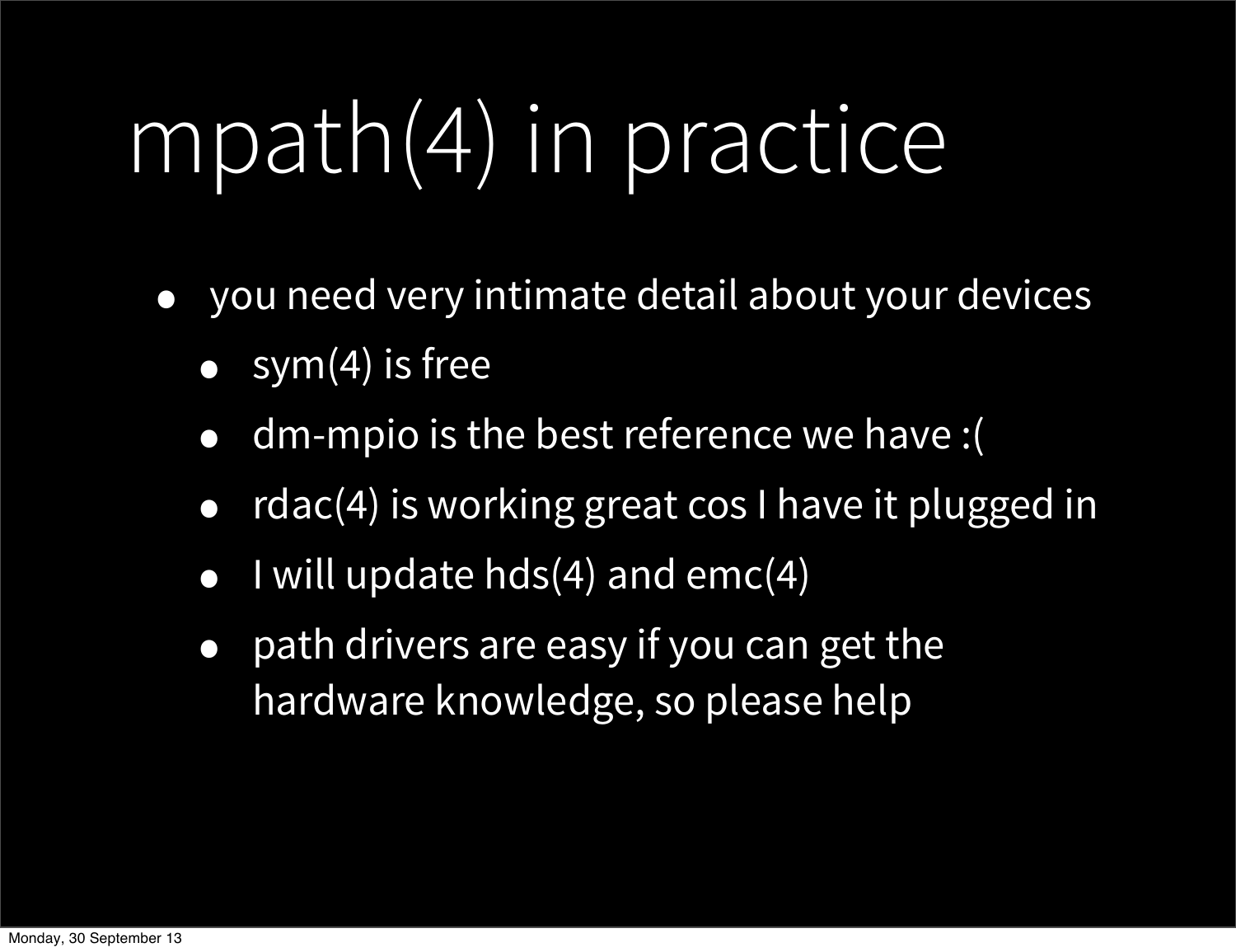# mpath(4) in practice

- you need very intimate detail about your devices
  - sym(4) is free
  - dm-mpio is the best reference we have :(
  - rdac(4) is working great cos I have it plugged in
  - I will update hds(4) and emc(4)
  - path drivers are easy if you can get the hardware knowledge, so please help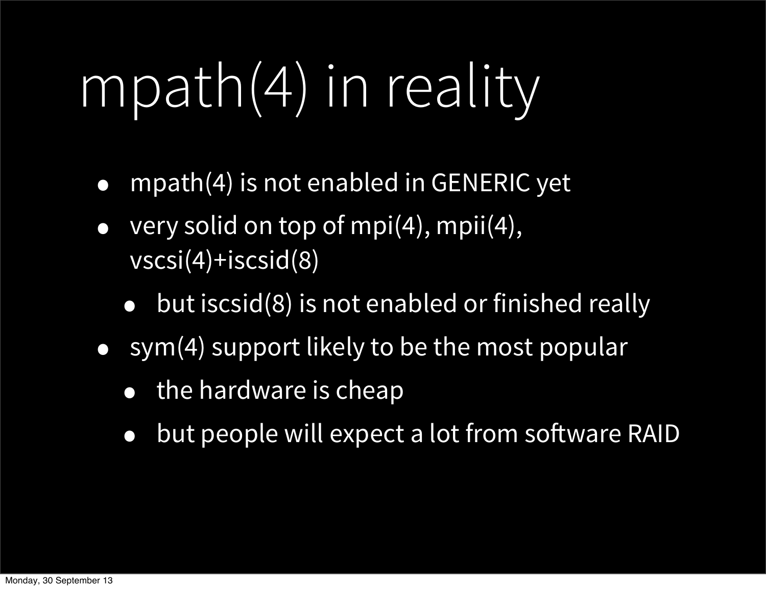# mpath(4) in reality

- mpath(4) is not enabled in GENERIC yet
- very solid on top of mpi(4), mpii(4), vscsi(4)+iscsid(8)
  - but iscsid(8) is not enabled or finished really
- sym(4) support likely to be the most popular
  - the hardware is cheap
  - but people will expect a lot from software RAID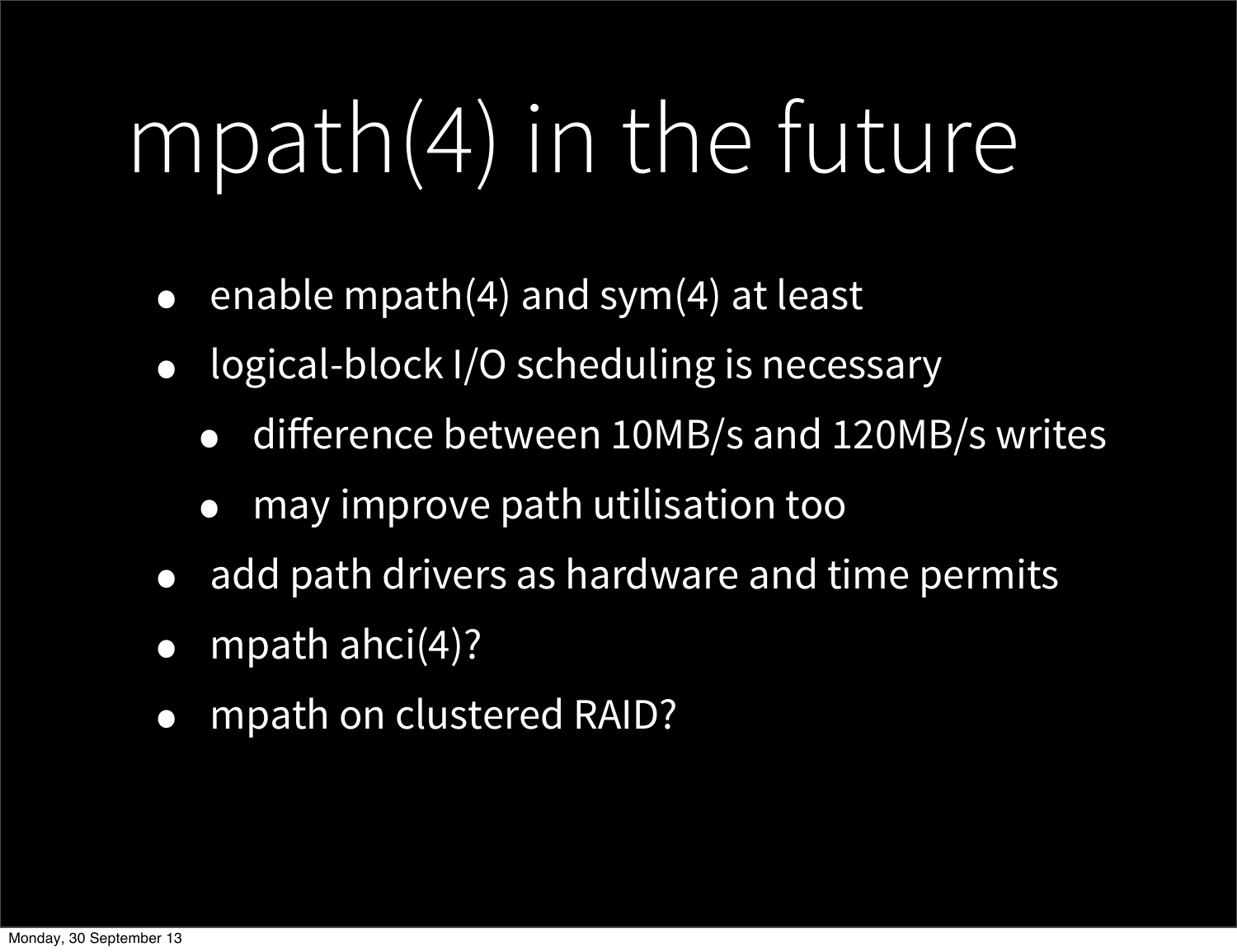# mpath(4) in the future

- enable mpath(4) and sym(4) at least
- logical-block I/O scheduling is necessary
  - difference between 10MB/s and 120MB/s writes
  - may improve path utilisation too
- add path drivers as hardware and time permits
- mpath ahci(4)?
- mpath on clustered RAID?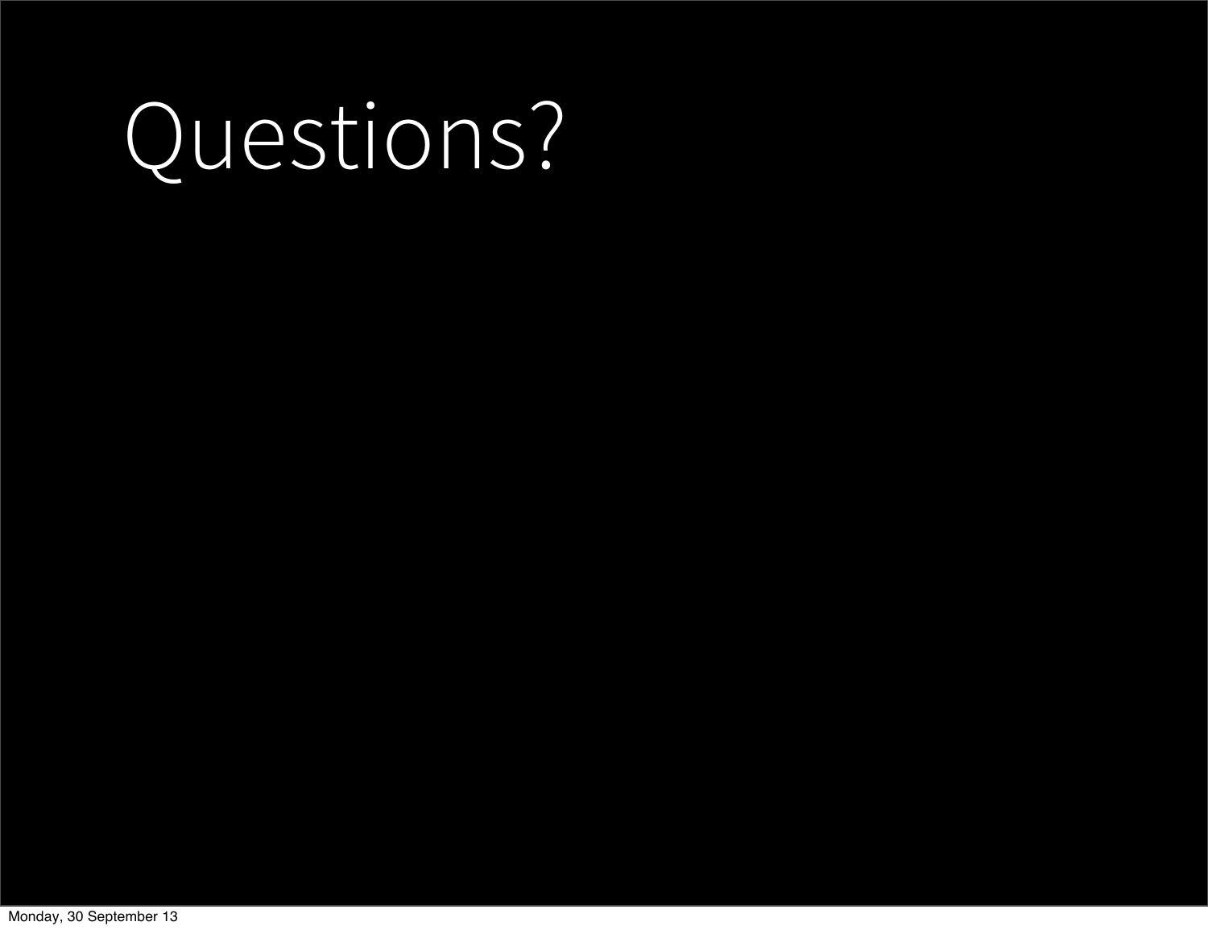# Questions?